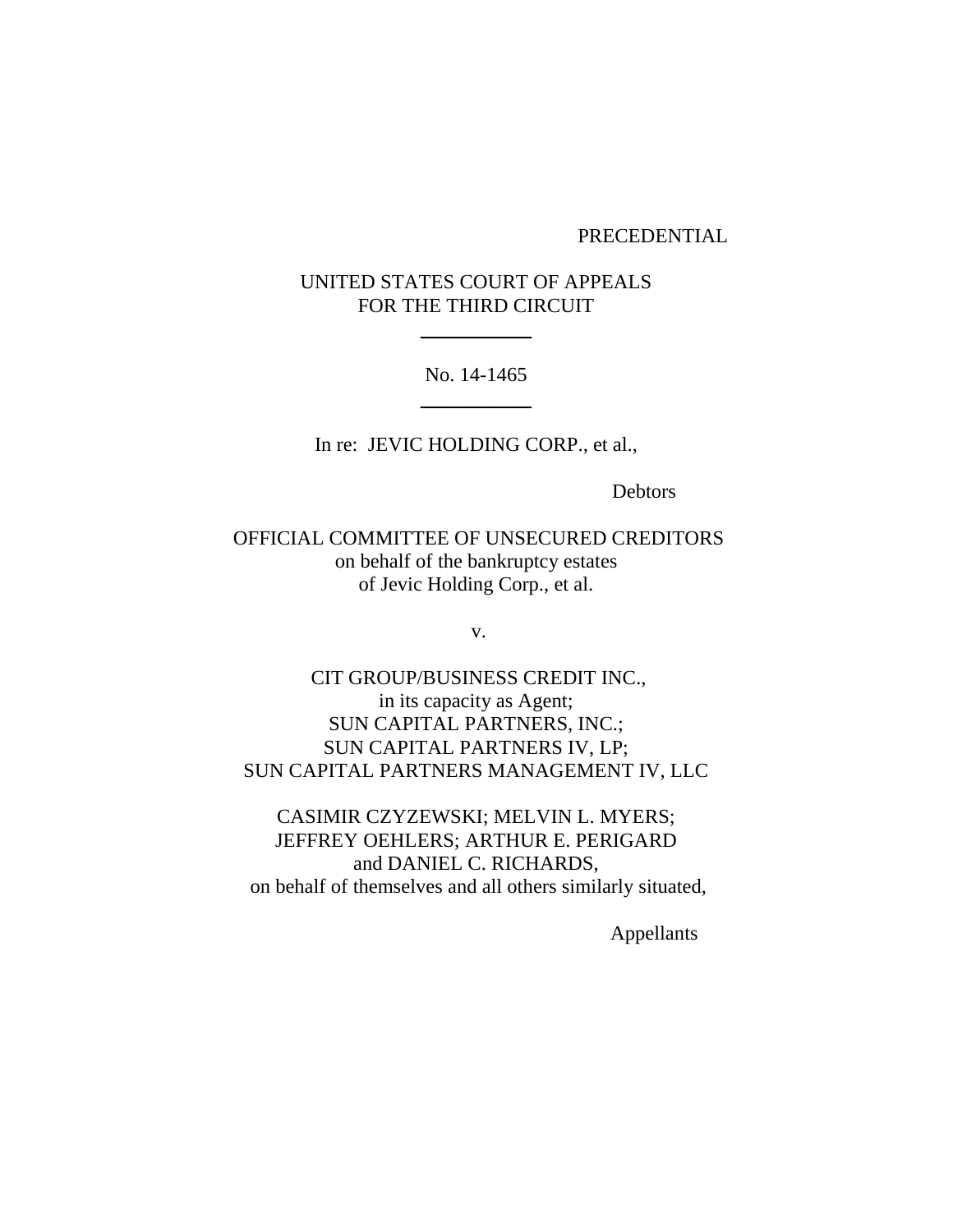PRECEDENTIAL

UNITED STATES COURT OF APPEALS
FOR THE THIRD CIRCUIT

---

No. 14-1465

---

In re: JEVIC HOLDING CORP., et al.,

Debtors

OFFICIAL COMMITTEE OF UNSECURED CREDITORS
on behalf of the bankruptcy estates
of Jevic Holding Corp., et al.

v.

CIT GROUP/BUSINESS CREDIT INC.,
in its capacity as Agent;
SUN CAPITAL PARTNERS, INC.;
SUN CAPITAL PARTNERS IV, LP;
SUN CAPITAL PARTNERS MANAGEMENT IV, LLC

CASIMIR CZYZEWSKI; MELVIN L. MYERS;
JEFFREY OEHLERS; ARTHUR E. PERIGARD
and DANIEL C. RICHARDS,
on behalf of themselves and all others similarly situated,

Appellants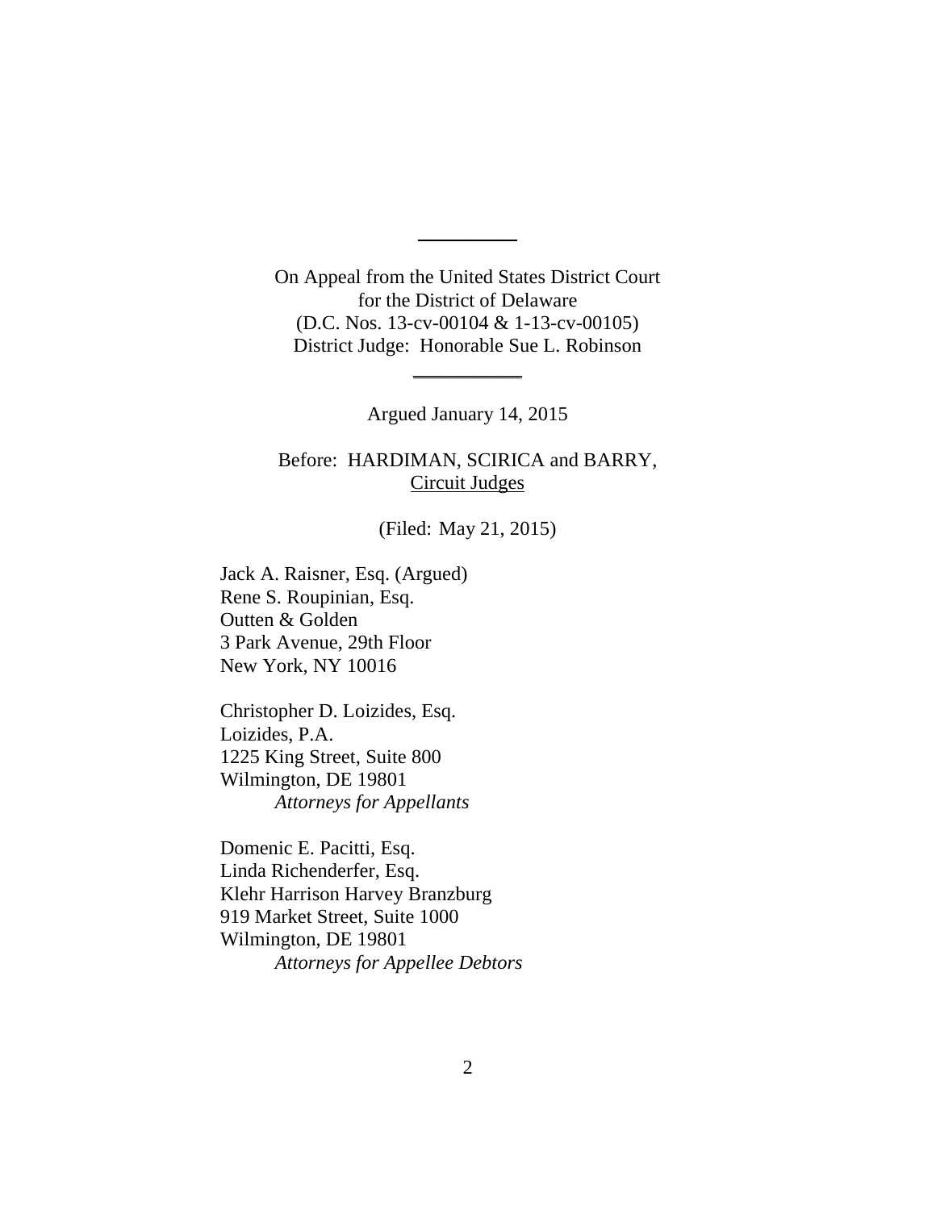---

On Appeal from the United States District Court
for the District of Delaware
(D.C. Nos. 13-cv-00104 & 1-13-cv-00105)
District Judge: Honorable Sue L. Robinson

---

Argued January 14, 2015

Before: HARDIMAN, SCIRICA and BARRY, Circuit Judges

(Filed: May 21, 2015)

Jack A. Raisner, Esq. (Argued)
Rene S. Roupinian, Esq.
Outten & Golden
3 Park Avenue, 29th Floor
New York, NY 10016

Christopher D. Loizides, Esq.
Loizides, P.A.
1225 King Street, Suite 800
Wilmington, DE 19801
*Attorneys for Appellants*

Domenic E. Pacitti, Esq.
Linda Richenderfer, Esq.
Klehr Harrison Harvey Branzburg
919 Market Street, Suite 1000
Wilmington, DE 19801
*Attorneys for Appellee Debtors*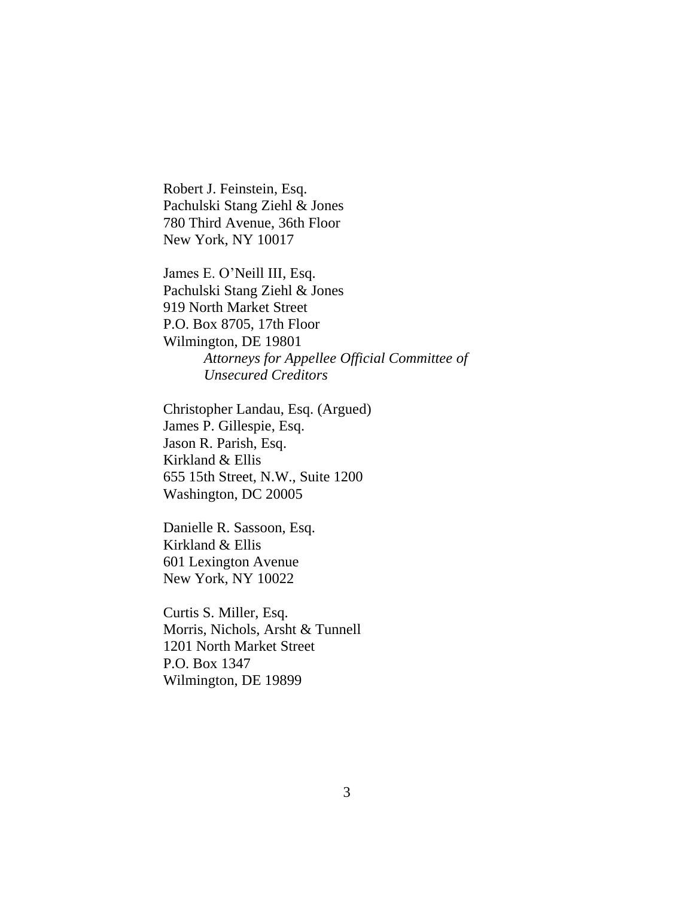Robert J. Feinstein, Esq.
Pachulski Stang Ziehl & Jones
780 Third Avenue, 36th Floor
New York, NY 10017

James E. O'Neill III, Esq.
Pachulski Stang Ziehl & Jones
919 North Market Street
P.O. Box 8705, 17th Floor
Wilmington, DE 19801

*Attorneys for Appellee Official Committee of Unsecured Creditors*

Christopher Landau, Esq. (Argued)
James P. Gillespie, Esq.
Jason R. Parish, Esq.
Kirkland & Ellis
655 15th Street, N.W., Suite 1200
Washington, DC 20005

Danielle R. Sassoon, Esq.
Kirkland & Ellis
601 Lexington Avenue
New York, NY 10022

Curtis S. Miller, Esq.
Morris, Nichols, Arsht & Tunnell
1201 North Market Street
P.O. Box 1347
Wilmington, DE 19899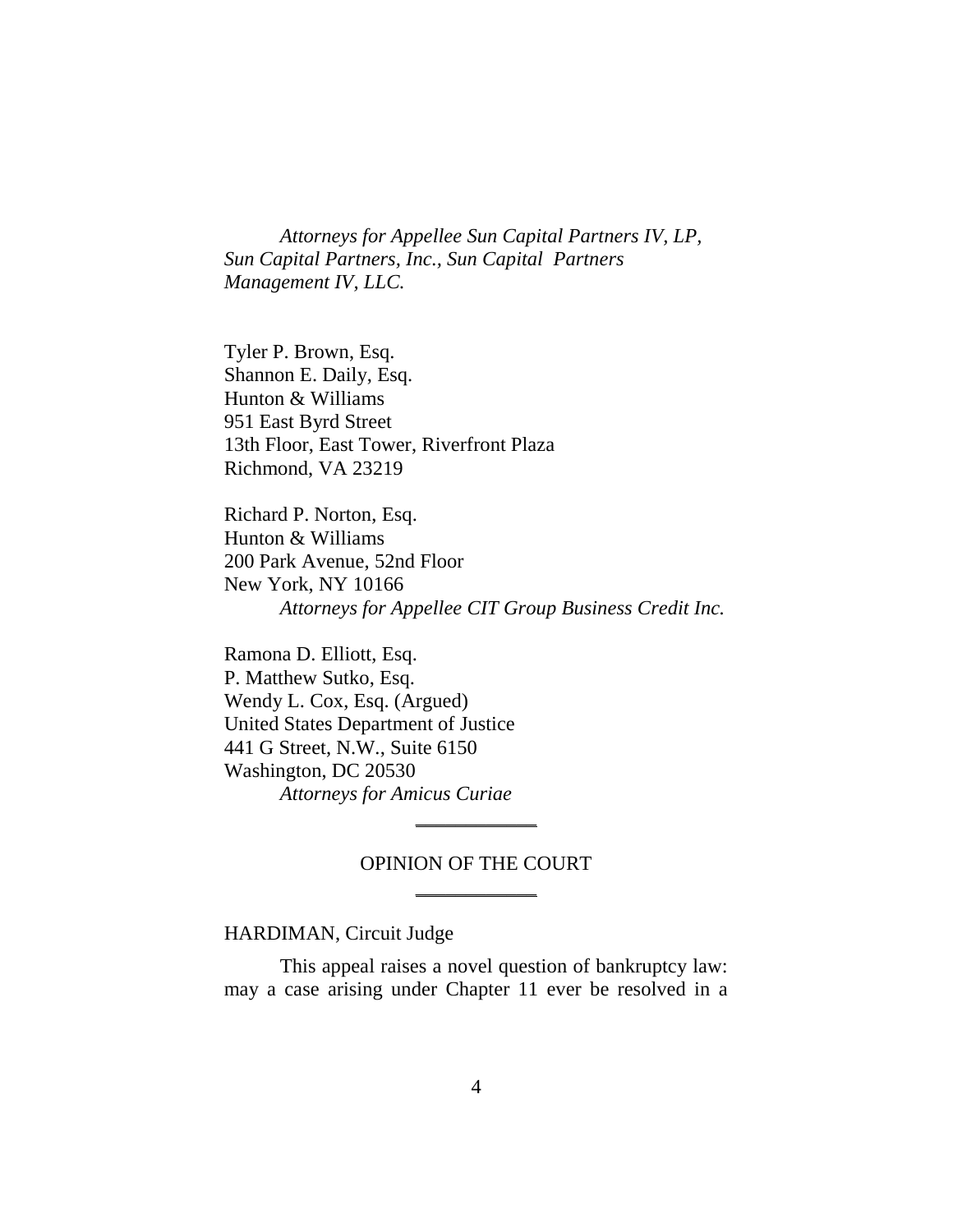*Attorneys for Appellee Sun Capital Partners IV, LP, Sun Capital Partners, Inc., Sun Capital Partners Management IV, LLC.*

Tyler P. Brown, Esq.
Shannon E. Daily, Esq.
Hunton & Williams
951 East Byrd Street
13th Floor, East Tower, Riverfront Plaza
Richmond, VA 23219

Richard P. Norton, Esq.
Hunton & Williams
200 Park Avenue, 52nd Floor
New York, NY 10166
*Attorneys for Appellee CIT Group Business Credit Inc.*

Ramona D. Elliott, Esq.
P. Matthew Sutko, Esq.
Wendy L. Cox, Esq. (Argued)
United States Department of Justice
441 G Street, N.W., Suite 6150
Washington, DC 20530
*Attorneys for Amicus Curiae*

---

OPINION OF THE COURT

---

HARDIMAN, Circuit Judge

This appeal raises a novel question of bankruptcy law: may a case arising under Chapter 11 ever be resolved in a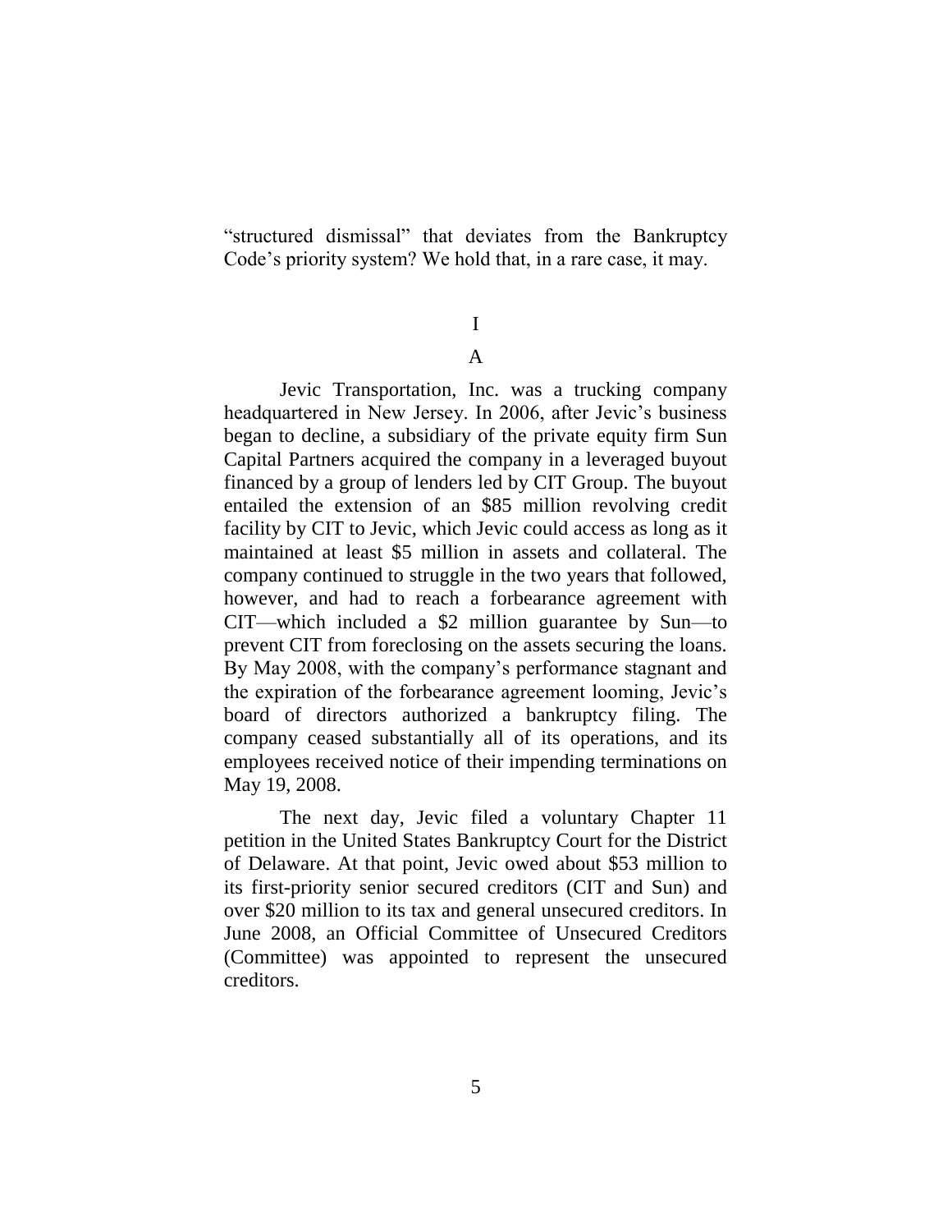"structured dismissal" that deviates from the Bankruptcy Code's priority system? We hold that, in a rare case, it may.

# I

## A

Jevic Transportation, Inc. was a trucking company headquartered in New Jersey. In 2006, after Jevic's business began to decline, a subsidiary of the private equity firm Sun Capital Partners acquired the company in a leveraged buyout financed by a group of lenders led by CIT Group. The buyout entailed the extension of an $85 million revolving credit facility by CIT to Jevic, which Jevic could access as long as it maintained at least $5 million in assets and collateral. The company continued to struggle in the two years that followed, however, and had to reach a forbearance agreement with CIT—which included a $2 million guarantee by Sun—to prevent CIT from foreclosing on the assets securing the loans. By May 2008, with the company's performance stagnant and the expiration of the forbearance agreement looming, Jevic's board of directors authorized a bankruptcy filing. The company ceased substantially all of its operations, and its employees received notice of their impending terminations on May 19, 2008.

The next day, Jevic filed a voluntary Chapter 11 petition in the United States Bankruptcy Court for the District of Delaware. At that point, Jevic owed about $53 million to its first-priority senior secured creditors (CIT and Sun) and over $20 million to its tax and general unsecured creditors. In June 2008, an Official Committee of Unsecured Creditors (Committee) was appointed to represent the unsecured creditors.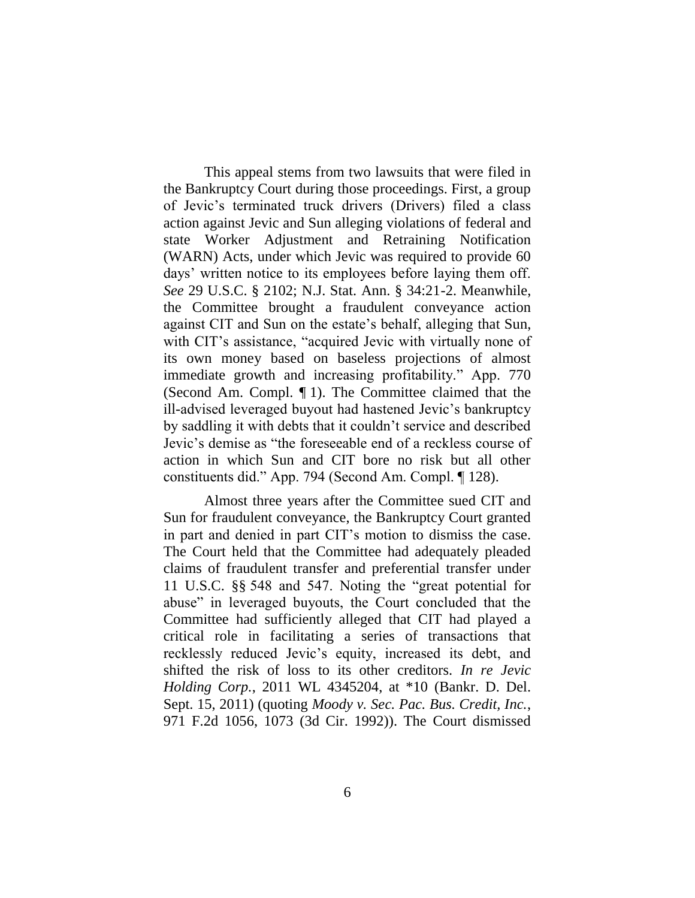This appeal stems from two lawsuits that were filed in the Bankruptcy Court during those proceedings. First, a group of Jevic's terminated truck drivers (Drivers) filed a class action against Jevic and Sun alleging violations of federal and state Worker Adjustment and Retraining Notification (WARN) Acts, under which Jevic was required to provide 60 days' written notice to its employees before laying them off. *See* 29 U.S.C. § 2102; N.J. Stat. Ann. § 34:21-2. Meanwhile, the Committee brought a fraudulent conveyance action against CIT and Sun on the estate's behalf, alleging that Sun, with CIT's assistance, "acquired Jevic with virtually none of its own money based on baseless projections of almost immediate growth and increasing profitability." App. 770 (Second Am. Compl. ¶ 1). The Committee claimed that the ill-advised leveraged buyout had hastened Jevic's bankruptcy by saddling it with debts that it couldn't service and described Jevic's demise as "the foreseeable end of a reckless course of action in which Sun and CIT bore no risk but all other constituents did." App. 794 (Second Am. Compl. ¶ 128).

Almost three years after the Committee sued CIT and Sun for fraudulent conveyance, the Bankruptcy Court granted in part and denied in part CIT's motion to dismiss the case. The Court held that the Committee had adequately pleaded claims of fraudulent transfer and preferential transfer under 11 U.S.C. §§ 548 and 547. Noting the "great potential for abuse" in leveraged buyouts, the Court concluded that the Committee had sufficiently alleged that CIT had played a critical role in facilitating a series of transactions that recklessly reduced Jevic's equity, increased its debt, and shifted the risk of loss to its other creditors. *In re Jevic Holding Corp.*, 2011 WL 4345204, at *10 (Bankr. D. Del. Sept. 15, 2011) (quoting *Moody v. Sec. Pac. Bus. Credit, Inc.*, 971 F.2d 1056, 1073 (3d Cir. 1992)). The Court dismissed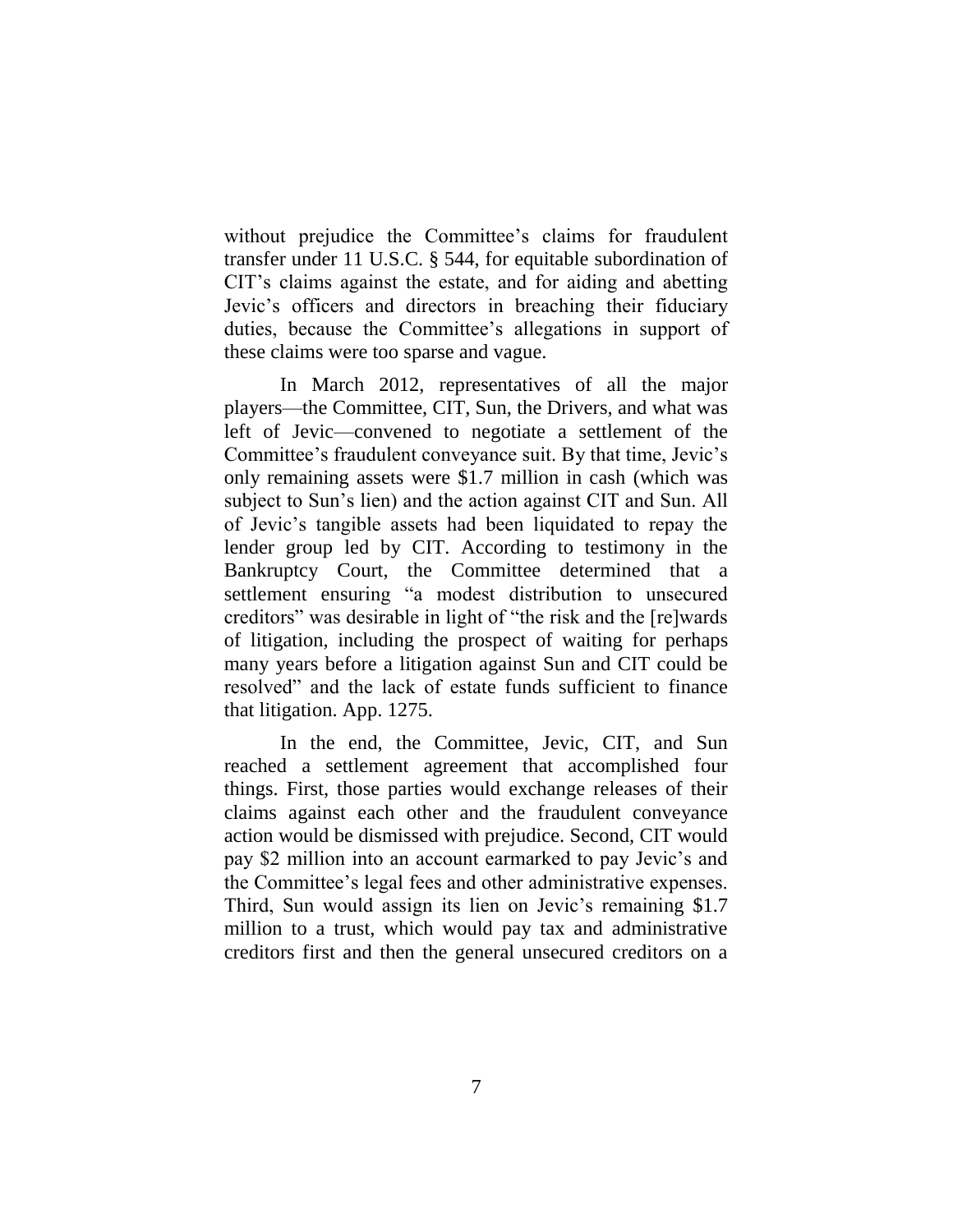without prejudice the Committee's claims for fraudulent transfer under 11 U.S.C. § 544, for equitable subordination of CIT's claims against the estate, and for aiding and abetting Jevic's officers and directors in breaching their fiduciary duties, because the Committee's allegations in support of these claims were too sparse and vague.

In March 2012, representatives of all the major players—the Committee, CIT, Sun, the Drivers, and what was left of Jevic—convened to negotiate a settlement of the Committee's fraudulent conveyance suit. By that time, Jevic's only remaining assets were $1.7 million in cash (which was subject to Sun's lien) and the action against CIT and Sun. All of Jevic's tangible assets had been liquidated to repay the lender group led by CIT. According to testimony in the Bankruptcy Court, the Committee determined that a settlement ensuring "a modest distribution to unsecured creditors" was desirable in light of "the risk and the [re]wards of litigation, including the prospect of waiting for perhaps many years before a litigation against Sun and CIT could be resolved" and the lack of estate funds sufficient to finance that litigation. App. 1275.

In the end, the Committee, Jevic, CIT, and Sun reached a settlement agreement that accomplished four things. First, those parties would exchange releases of their claims against each other and the fraudulent conveyance action would be dismissed with prejudice. Second, CIT would pay $2 million into an account earmarked to pay Jevic's and the Committee's legal fees and other administrative expenses. Third, Sun would assign its lien on Jevic's remaining $1.7 million to a trust, which would pay tax and administrative creditors first and then the general unsecured creditors on a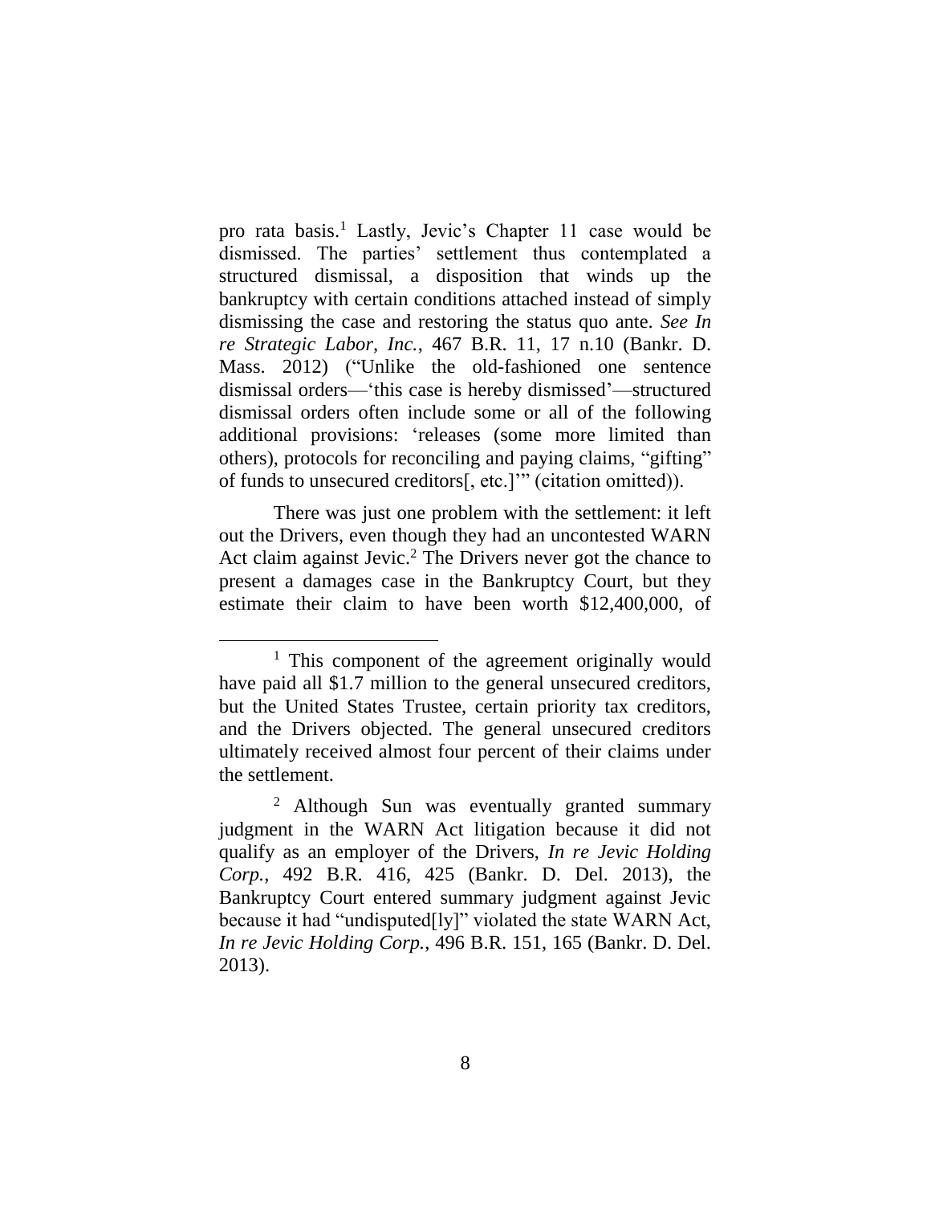pro rata basis.[1] Lastly, Jevic's Chapter 11 case would be dismissed. The parties' settlement thus contemplated a structured dismissal, a disposition that winds up the bankruptcy with certain conditions attached instead of simply dismissing the case and restoring the status quo ante. *See In re Strategic Labor, Inc.*, 467 B.R. 11, 17 n.10 (Bankr. D. Mass. 2012) ("Unlike the old-fashioned one sentence dismissal orders—'this case is hereby dismissed'—structured dismissal orders often include some or all of the following additional provisions: 'releases (some more limited than others), protocols for reconciling and paying claims, "gifting" of funds to unsecured creditors[, etc.]'" (citation omitted)).

There was just one problem with the settlement: it left out the Drivers, even though they had an uncontested WARN Act claim against Jevic.[2] The Drivers never got the chance to present a damages case in the Bankruptcy Court, but they estimate their claim to have been worth $12,400,000, of

---

[1] This component of the agreement originally would have paid all $1.7 million to the general unsecured creditors, but the United States Trustee, certain priority tax creditors, and the Drivers objected. The general unsecured creditors ultimately received almost four percent of their claims under the settlement.

[2] Although Sun was eventually granted summary judgment in the WARN Act litigation because it did not qualify as an employer of the Drivers, *In re Jevic Holding Corp.*, 492 B.R. 416, 425 (Bankr. D. Del. 2013), the Bankruptcy Court entered summary judgment against Jevic because it had "undisputed[ly]" violated the state WARN Act, *In re Jevic Holding Corp.*, 496 B.R. 151, 165 (Bankr. D. Del. 2013).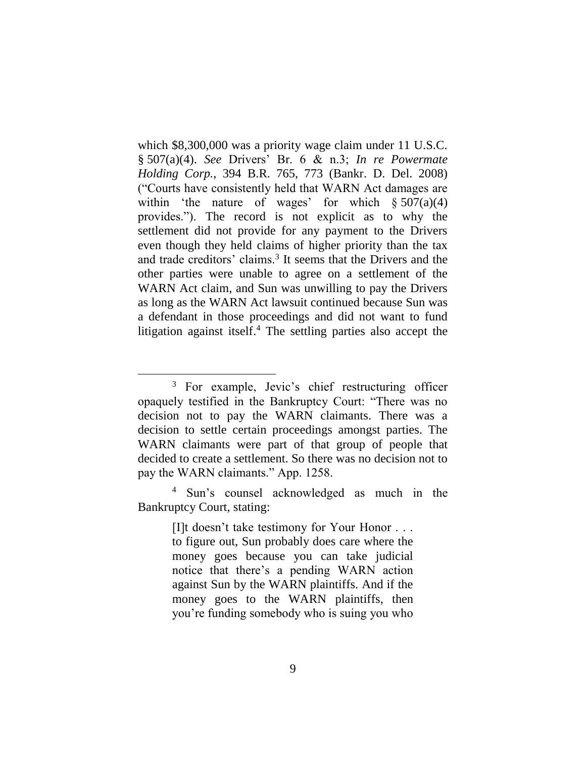which $8,300,000 was a priority wage claim under 11 U.S.C. § 507(a)(4). *See* Drivers' Br. 6 & n.3; *In re Powermate Holding Corp.*, 394 B.R. 765, 773 (Bankr. D. Del. 2008) ("Courts have consistently held that WARN Act damages are within 'the nature of wages' for which § 507(a)(4) provides."). The record is not explicit as to why the settlement did not provide for any payment to the Drivers even though they held claims of higher priority than the tax and trade creditors' claims.[3] It seems that the Drivers and the other parties were unable to agree on a settlement of the WARN Act claim, and Sun was unwilling to pay the Drivers as long as the WARN Act lawsuit continued because Sun was a defendant in those proceedings and did not want to fund litigation against itself.[4] The settling parties also accept the

---

[3] For example, Jevic's chief restructuring officer opaquely testified in the Bankruptcy Court: "There was no decision not to pay the WARN claimants. There was a decision to settle certain proceedings amongst parties. The WARN claimants were part of that group of people that decided to create a settlement. So there was no decision not to pay the WARN claimants." App. 1258.

[4] Sun's counsel acknowledged as much in the Bankruptcy Court, stating:

> [I]t doesn't take testimony for Your Honor . . . to figure out, Sun probably does care where the money goes because you can take judicial notice that there's a pending WARN action against Sun by the WARN plaintiffs. And if the money goes to the WARN plaintiffs, then you're funding somebody who is suing you who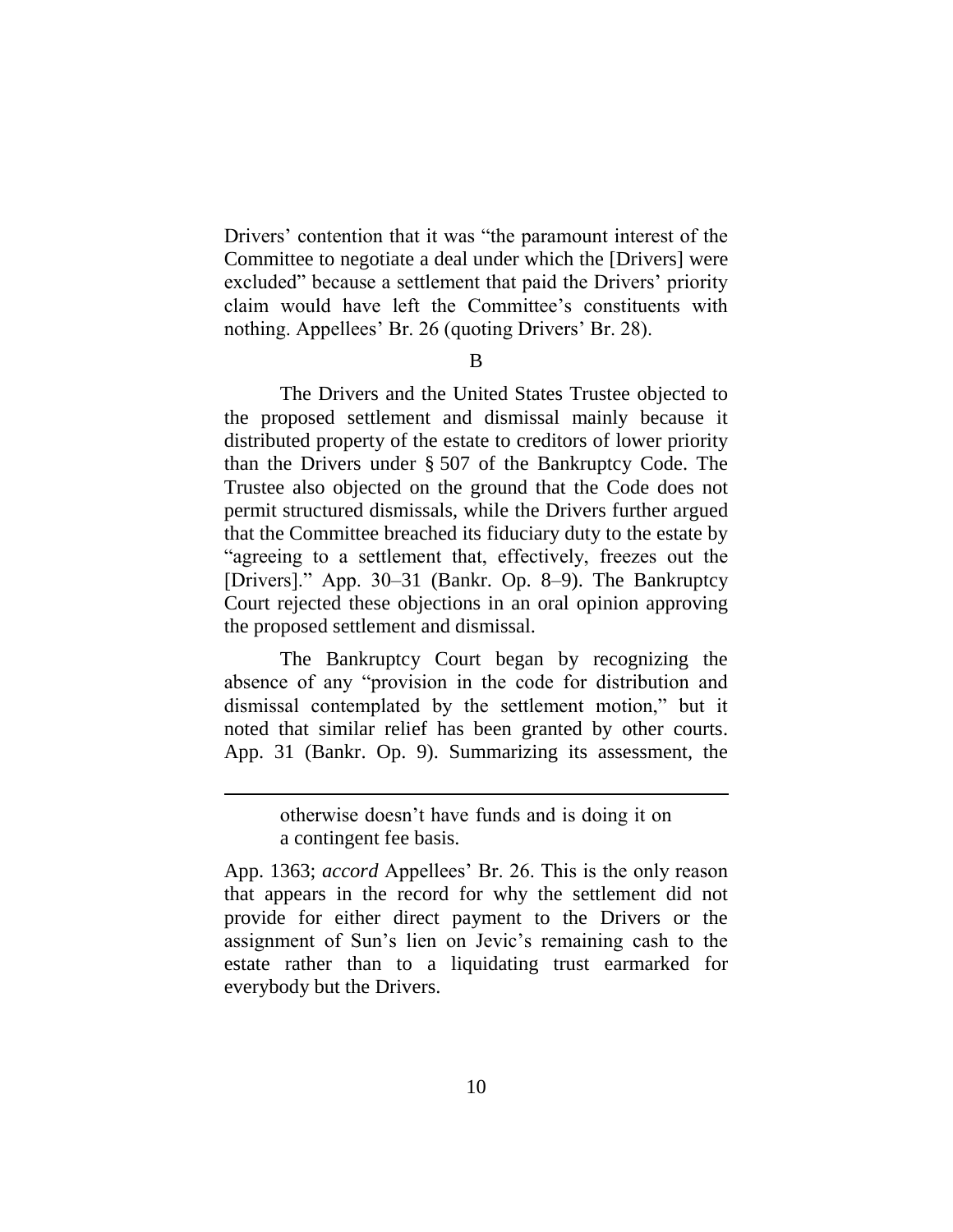Drivers' contention that it was "the paramount interest of the Committee to negotiate a deal under which the [Drivers] were excluded" because a settlement that paid the Drivers' priority claim would have left the Committee's constituents with nothing. Appellees' Br. 26 (quoting Drivers' Br. 28).

B

The Drivers and the United States Trustee objected to the proposed settlement and dismissal mainly because it distributed property of the estate to creditors of lower priority than the Drivers under § 507 of the Bankruptcy Code. The Trustee also objected on the ground that the Code does not permit structured dismissals, while the Drivers further argued that the Committee breached its fiduciary duty to the estate by "agreeing to a settlement that, effectively, freezes out the [Drivers]." App. 30–31 (Bankr. Op. 8–9). The Bankruptcy Court rejected these objections in an oral opinion approving the proposed settlement and dismissal.

The Bankruptcy Court began by recognizing the absence of any "provision in the code for distribution and dismissal contemplated by the settlement motion," but it noted that similar relief has been granted by other courts. App. 31 (Bankr. Op. 9). Summarizing its assessment, the

---

> otherwise doesn't have funds and is doing it on a contingent fee basis.

App. 1363; *accord* Appellees' Br. 26. This is the only reason that appears in the record for why the settlement did not provide for either direct payment to the Drivers or the assignment of Sun's lien on Jevic's remaining cash to the estate rather than to a liquidating trust earmarked for everybody but the Drivers.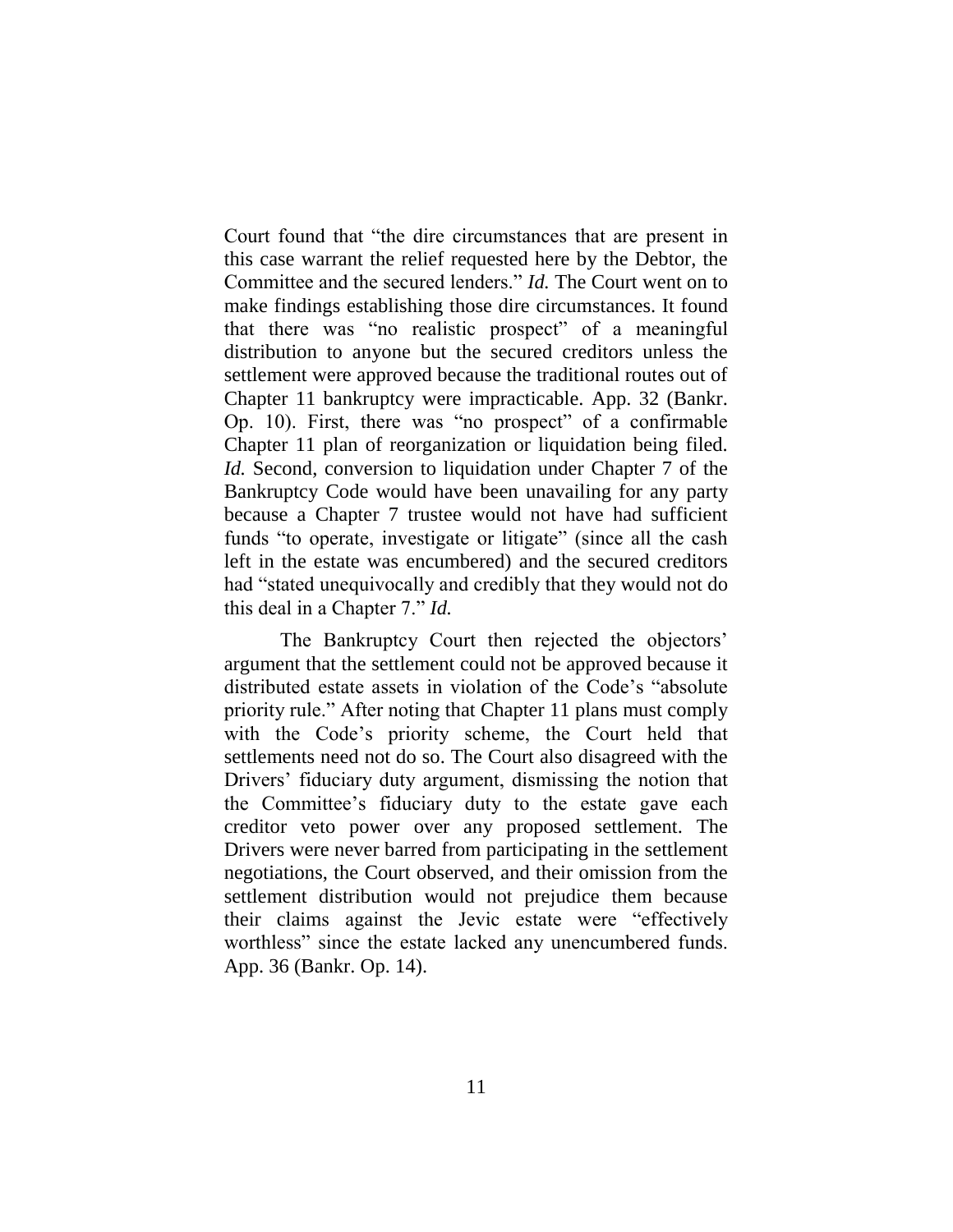Court found that "the dire circumstances that are present in this case warrant the relief requested here by the Debtor, the Committee and the secured lenders." *Id.* The Court went on to make findings establishing those dire circumstances. It found that there was "no realistic prospect" of a meaningful distribution to anyone but the secured creditors unless the settlement were approved because the traditional routes out of Chapter 11 bankruptcy were impracticable. App. 32 (Bankr. Op. 10). First, there was "no prospect" of a confirmable Chapter 11 plan of reorganization or liquidation being filed. *Id.* Second, conversion to liquidation under Chapter 7 of the Bankruptcy Code would have been unavailing for any party because a Chapter 7 trustee would not have had sufficient funds "to operate, investigate or litigate" (since all the cash left in the estate was encumbered) and the secured creditors had "stated unequivocally and credibly that they would not do this deal in a Chapter 7." *Id.*

The Bankruptcy Court then rejected the objectors' argument that the settlement could not be approved because it distributed estate assets in violation of the Code's "absolute priority rule." After noting that Chapter 11 plans must comply with the Code's priority scheme, the Court held that settlements need not do so. The Court also disagreed with the Drivers' fiduciary duty argument, dismissing the notion that the Committee's fiduciary duty to the estate gave each creditor veto power over any proposed settlement. The Drivers were never barred from participating in the settlement negotiations, the Court observed, and their omission from the settlement distribution would not prejudice them because their claims against the Jevic estate were "effectively worthless" since the estate lacked any unencumbered funds. App. 36 (Bankr. Op. 14).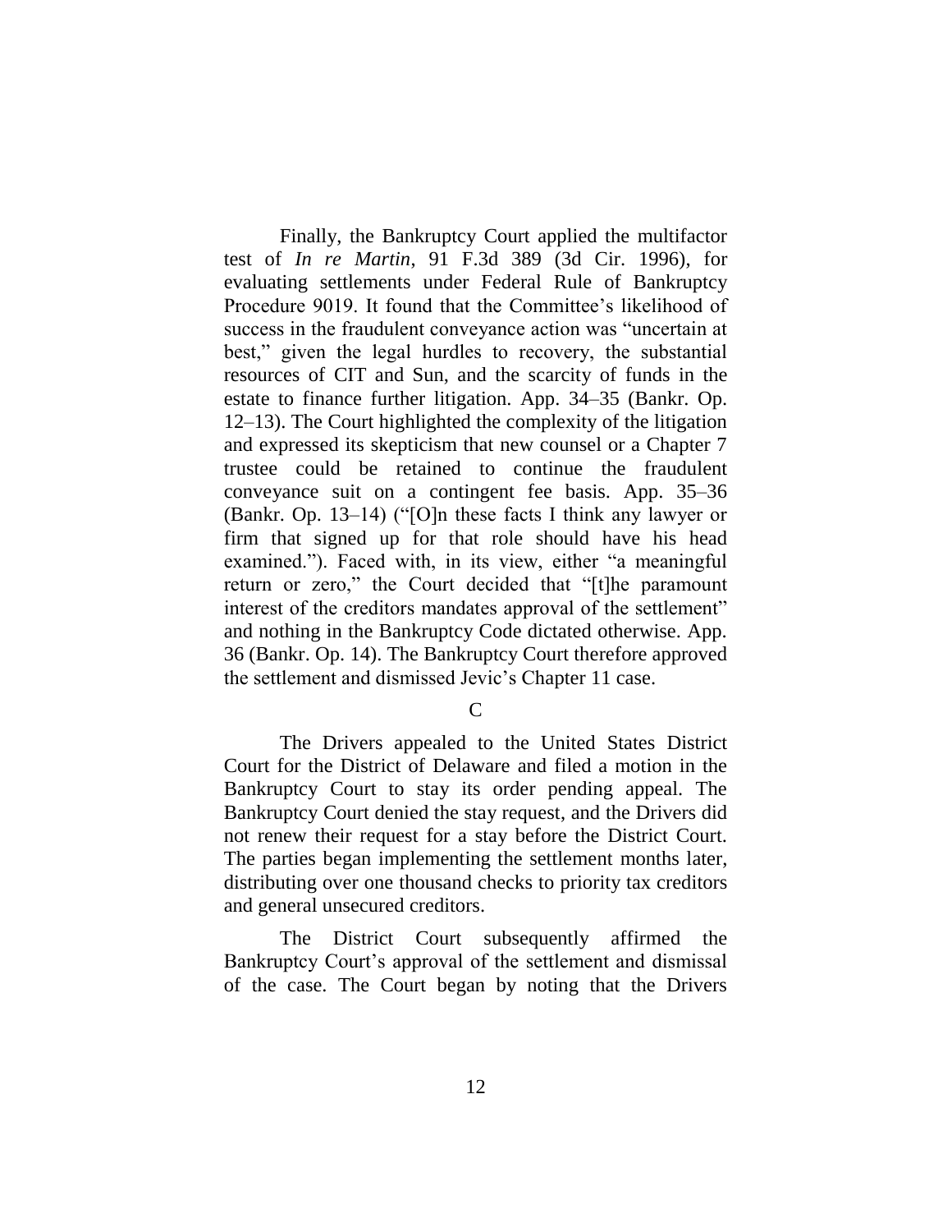Finally, the Bankruptcy Court applied the multifactor test of *In re Martin*, 91 F.3d 389 (3d Cir. 1996), for evaluating settlements under Federal Rule of Bankruptcy Procedure 9019. It found that the Committee's likelihood of success in the fraudulent conveyance action was "uncertain at best," given the legal hurdles to recovery, the substantial resources of CIT and Sun, and the scarcity of funds in the estate to finance further litigation. App. 34–35 (Bankr. Op. 12–13). The Court highlighted the complexity of the litigation and expressed its skepticism that new counsel or a Chapter 7 trustee could be retained to continue the fraudulent conveyance suit on a contingent fee basis. App. 35–36 (Bankr. Op. 13–14) ("[O]n these facts I think any lawyer or firm that signed up for that role should have his head examined."). Faced with, in its view, either "a meaningful return or zero," the Court decided that "[t]he paramount interest of the creditors mandates approval of the settlement" and nothing in the Bankruptcy Code dictated otherwise. App. 36 (Bankr. Op. 14). The Bankruptcy Court therefore approved the settlement and dismissed Jevic's Chapter 11 case.

### C

The Drivers appealed to the United States District Court for the District of Delaware and filed a motion in the Bankruptcy Court to stay its order pending appeal. The Bankruptcy Court denied the stay request, and the Drivers did not renew their request for a stay before the District Court. The parties began implementing the settlement months later, distributing over one thousand checks to priority tax creditors and general unsecured creditors.

The District Court subsequently affirmed the Bankruptcy Court's approval of the settlement and dismissal of the case. The Court began by noting that the Drivers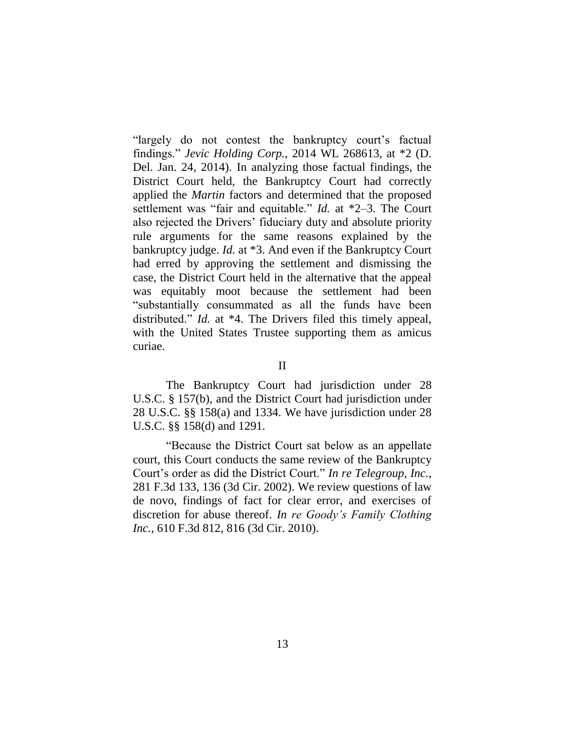"largely do not contest the bankruptcy court's factual findings." *Jevic Holding Corp.*, 2014 WL 268613, at *2 (D. Del. Jan. 24, 2014). In analyzing those factual findings, the District Court held, the Bankruptcy Court had correctly applied the *Martin* factors and determined that the proposed settlement was "fair and equitable." *Id.* at *2–3. The Court also rejected the Drivers' fiduciary duty and absolute priority rule arguments for the same reasons explained by the bankruptcy judge. *Id.* at *3. And even if the Bankruptcy Court had erred by approving the settlement and dismissing the case, the District Court held in the alternative that the appeal was equitably moot because the settlement had been "substantially consummated as all the funds have been distributed." *Id.* at *4. The Drivers filed this timely appeal, with the United States Trustee supporting them as amicus curiae.

## II

The Bankruptcy Court had jurisdiction under 28 U.S.C. § 157(b), and the District Court had jurisdiction under 28 U.S.C. §§ 158(a) and 1334. We have jurisdiction under 28 U.S.C. §§ 158(d) and 1291.

"Because the District Court sat below as an appellate court, this Court conducts the same review of the Bankruptcy Court's order as did the District Court." *In re Telegroup, Inc.*, 281 F.3d 133, 136 (3d Cir. 2002). We review questions of law de novo, findings of fact for clear error, and exercises of discretion for abuse thereof. *In re Goody's Family Clothing Inc.*, 610 F.3d 812, 816 (3d Cir. 2010).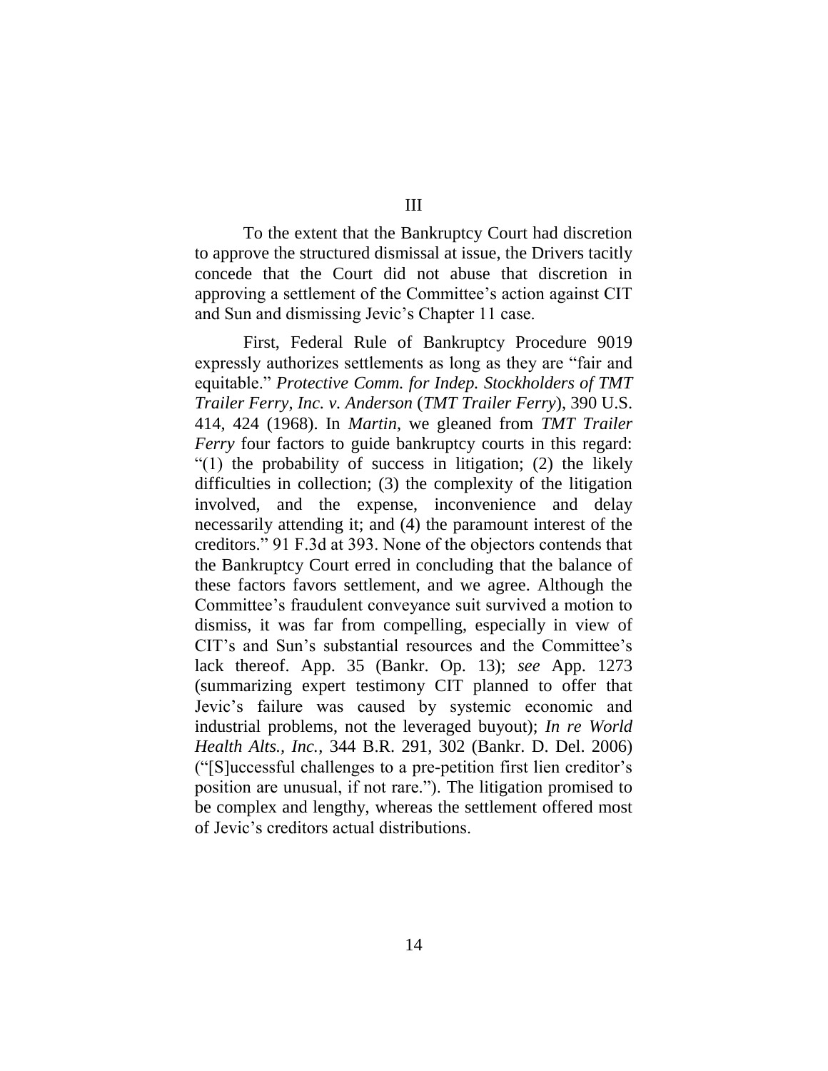III

To the extent that the Bankruptcy Court had discretion to approve the structured dismissal at issue, the Drivers tacitly concede that the Court did not abuse that discretion in approving a settlement of the Committee's action against CIT and Sun and dismissing Jevic's Chapter 11 case.

First, Federal Rule of Bankruptcy Procedure 9019 expressly authorizes settlements as long as they are "fair and equitable." *Protective Comm. for Indep. Stockholders of TMT Trailer Ferry, Inc. v. Anderson* (*TMT Trailer Ferry*), 390 U.S. 414, 424 (1968). In *Martin*, we gleaned from *TMT Trailer Ferry* four factors to guide bankruptcy courts in this regard: "(1) the probability of success in litigation; (2) the likely difficulties in collection; (3) the complexity of the litigation involved, and the expense, inconvenience and delay necessarily attending it; and (4) the paramount interest of the creditors." 91 F.3d at 393. None of the objectors contends that the Bankruptcy Court erred in concluding that the balance of these factors favors settlement, and we agree. Although the Committee's fraudulent conveyance suit survived a motion to dismiss, it was far from compelling, especially in view of CIT's and Sun's substantial resources and the Committee's lack thereof. App. 35 (Bankr. Op. 13); *see* App. 1273 (summarizing expert testimony CIT planned to offer that Jevic's failure was caused by systemic economic and industrial problems, not the leveraged buyout); *In re World Health Alts., Inc.*, 344 B.R. 291, 302 (Bankr. D. Del. 2006) ("[S]uccessful challenges to a pre-petition first lien creditor's position are unusual, if not rare."). The litigation promised to be complex and lengthy, whereas the settlement offered most of Jevic's creditors actual distributions.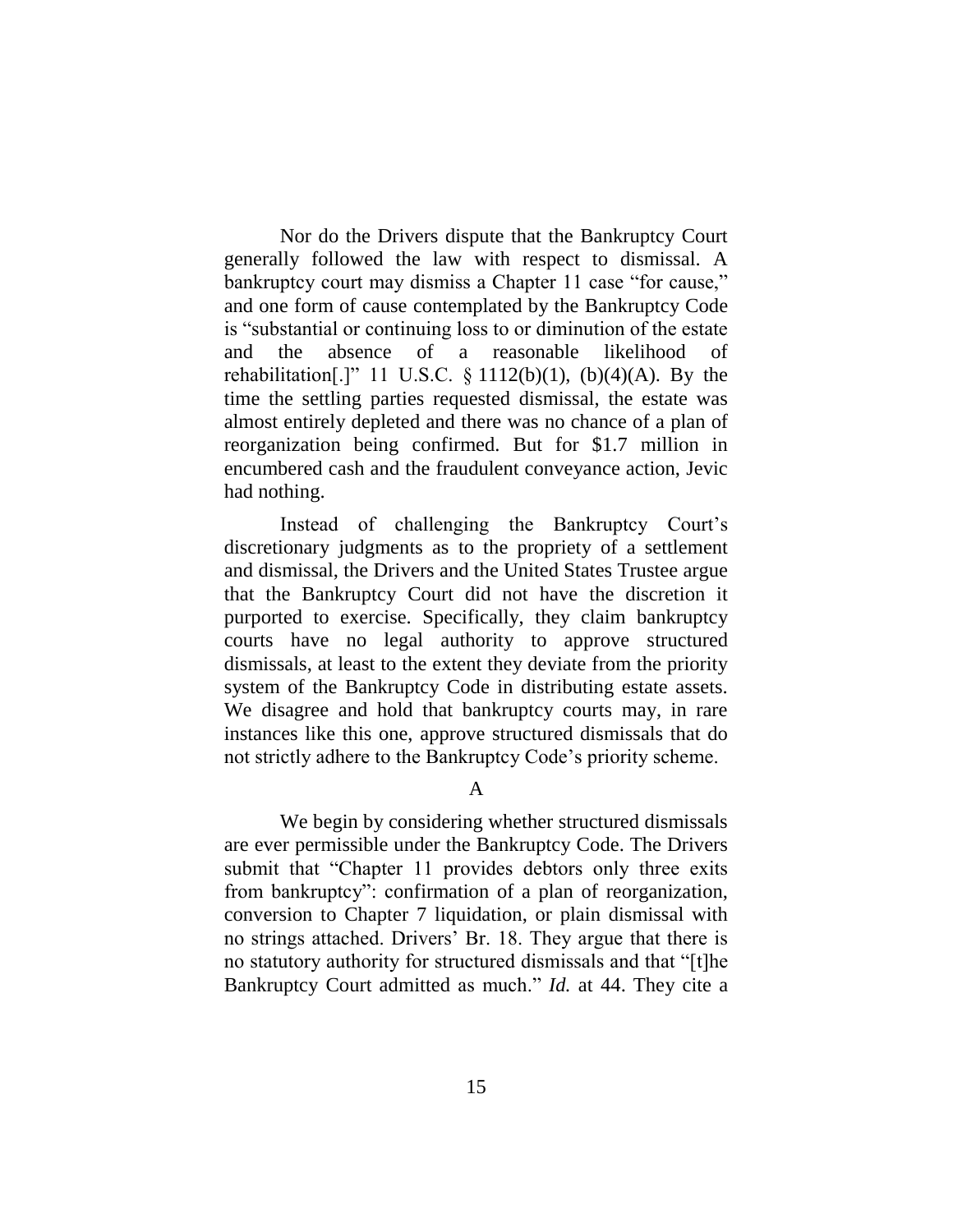Nor do the Drivers dispute that the Bankruptcy Court generally followed the law with respect to dismissal. A bankruptcy court may dismiss a Chapter 11 case "for cause," and one form of cause contemplated by the Bankruptcy Code is "substantial or continuing loss to or diminution of the estate and the absence of a reasonable likelihood of rehabilitation[.]" 11 U.S.C. § 1112(b)(1), (b)(4)(A). By the time the settling parties requested dismissal, the estate was almost entirely depleted and there was no chance of a plan of reorganization being confirmed. But for $1.7 million in encumbered cash and the fraudulent conveyance action, Jevic had nothing.

Instead of challenging the Bankruptcy Court's discretionary judgments as to the propriety of a settlement and dismissal, the Drivers and the United States Trustee argue that the Bankruptcy Court did not have the discretion it purported to exercise. Specifically, they claim bankruptcy courts have no legal authority to approve structured dismissals, at least to the extent they deviate from the priority system of the Bankruptcy Code in distributing estate assets. We disagree and hold that bankruptcy courts may, in rare instances like this one, approve structured dismissals that do not strictly adhere to the Bankruptcy Code's priority scheme.

### A

We begin by considering whether structured dismissals are ever permissible under the Bankruptcy Code. The Drivers submit that "Chapter 11 provides debtors only three exits from bankruptcy": confirmation of a plan of reorganization, conversion to Chapter 7 liquidation, or plain dismissal with no strings attached. Drivers' Br. 18. They argue that there is no statutory authority for structured dismissals and that "[t]he Bankruptcy Court admitted as much." *Id.* at 44. They cite a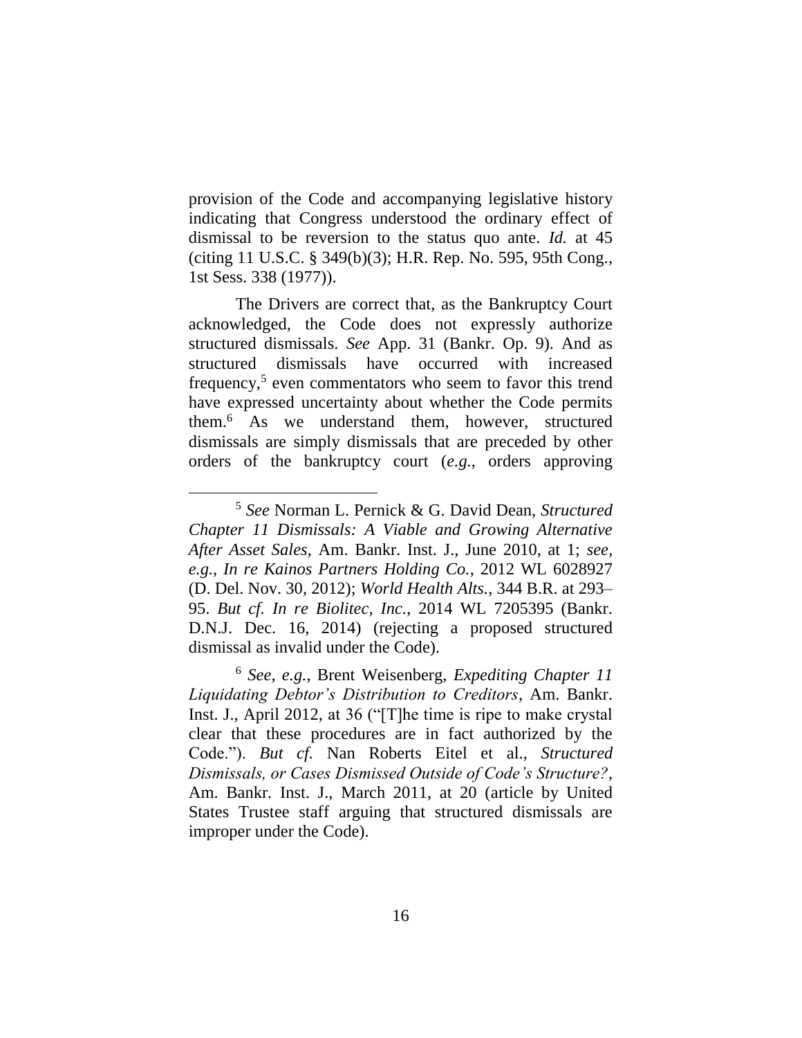provision of the Code and accompanying legislative history indicating that Congress understood the ordinary effect of dismissal to be reversion to the status quo ante. *Id.* at 45 (citing 11 U.S.C. § 349(b)(3); H.R. Rep. No. 595, 95th Cong., 1st Sess. 338 (1977)).

The Drivers are correct that, as the Bankruptcy Court acknowledged, the Code does not expressly authorize structured dismissals. *See* App. 31 (Bankr. Op. 9). And as structured dismissals have occurred with increased frequency,[5] even commentators who seem to favor this trend have expressed uncertainty about whether the Code permits them.[6] As we understand them, however, structured dismissals are simply dismissals that are preceded by other orders of the bankruptcy court (*e.g.*, orders approving

---

[5] *See* Norman L. Pernick & G. David Dean, *Structured Chapter 11 Dismissals: A Viable and Growing Alternative After Asset Sales*, Am. Bankr. Inst. J., June 2010, at 1; *see, e.g.*, *In re Kainos Partners Holding Co.*, 2012 WL 6028927 (D. Del. Nov. 30, 2012); *World Health Alts.*, 344 B.R. at 293–95. *But cf. In re Biolitec, Inc.*, 2014 WL 7205395 (Bankr. D.N.J. Dec. 16, 2014) (rejecting a proposed structured dismissal as invalid under the Code).

[6] *See, e.g.*, Brent Weisenberg, *Expediting Chapter 11 Liquidating Debtor's Distribution to Creditors*, Am. Bankr. Inst. J., April 2012, at 36 ("[T]he time is ripe to make crystal clear that these procedures are in fact authorized by the Code."). *But cf.* Nan Roberts Eitel et al., *Structured Dismissals, or Cases Dismissed Outside of Code's Structure?*, Am. Bankr. Inst. J., March 2011, at 20 (article by United States Trustee staff arguing that structured dismissals are improper under the Code).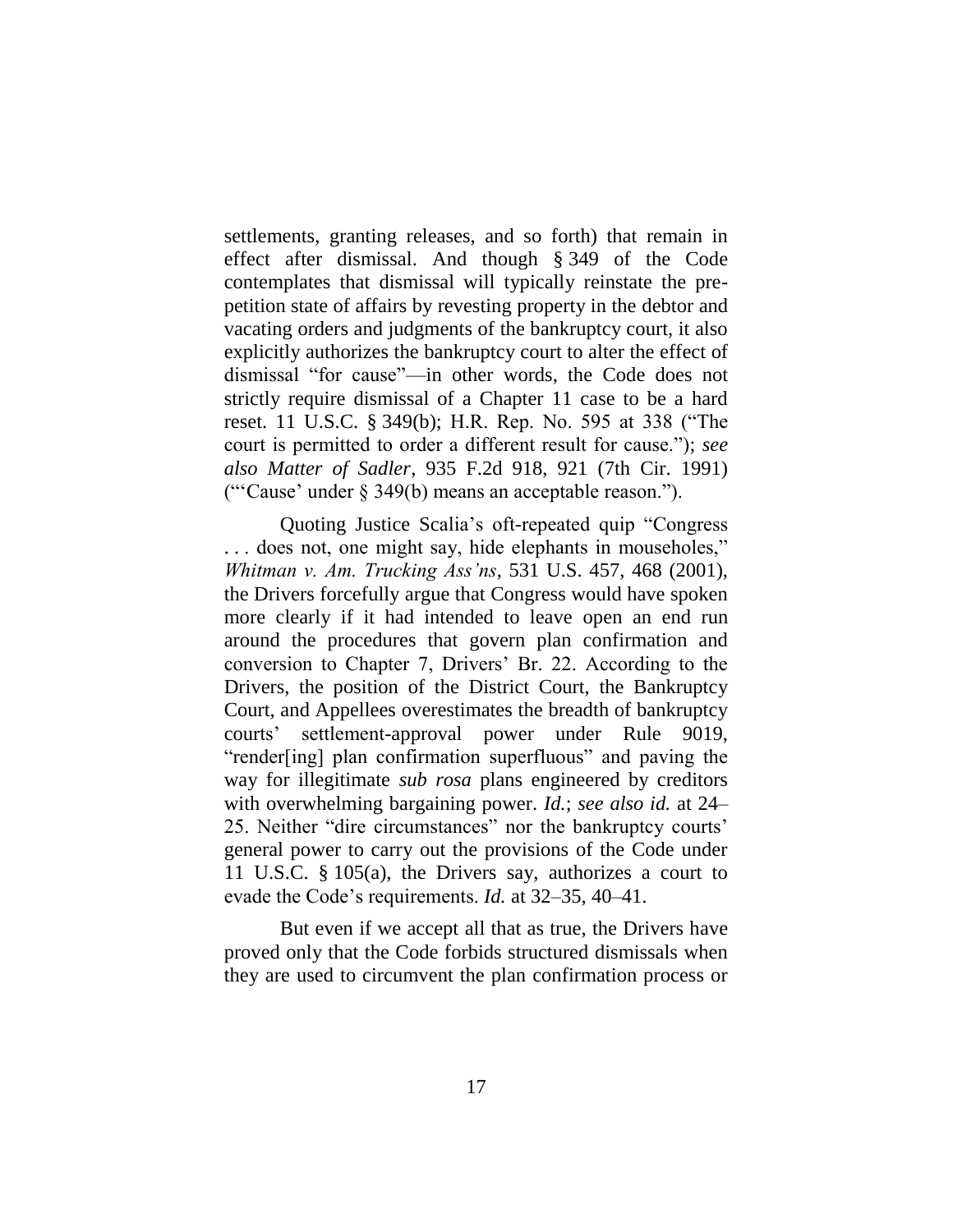settlements, granting releases, and so forth) that remain in effect after dismissal. And though § 349 of the Code contemplates that dismissal will typically reinstate the pre-petition state of affairs by revesting property in the debtor and vacating orders and judgments of the bankruptcy court, it also explicitly authorizes the bankruptcy court to alter the effect of dismissal "for cause"—in other words, the Code does not strictly require dismissal of a Chapter 11 case to be a hard reset. 11 U.S.C. § 349(b); H.R. Rep. No. 595 at 338 ("The court is permitted to order a different result for cause."); *see also Matter of Sadler*, 935 F.2d 918, 921 (7th Cir. 1991) ("'Cause' under § 349(b) means an acceptable reason.").

Quoting Justice Scalia's oft-repeated quip "Congress . . . does not, one might say, hide elephants in mouseholes," *Whitman v. Am. Trucking Ass'ns*, 531 U.S. 457, 468 (2001), the Drivers forcefully argue that Congress would have spoken more clearly if it had intended to leave open an end run around the procedures that govern plan confirmation and conversion to Chapter 7, Drivers' Br. 22. According to the Drivers, the position of the District Court, the Bankruptcy Court, and Appellees overestimates the breadth of bankruptcy courts' settlement-approval power under Rule 9019, "render[ing] plan confirmation superfluous" and paving the way for illegitimate *sub rosa* plans engineered by creditors with overwhelming bargaining power. *Id.*; *see also id.* at 24–25. Neither "dire circumstances" nor the bankruptcy courts' general power to carry out the provisions of the Code under 11 U.S.C. § 105(a), the Drivers say, authorizes a court to evade the Code's requirements. *Id.* at 32–35, 40–41.

But even if we accept all that as true, the Drivers have proved only that the Code forbids structured dismissals when they are used to circumvent the plan confirmation process or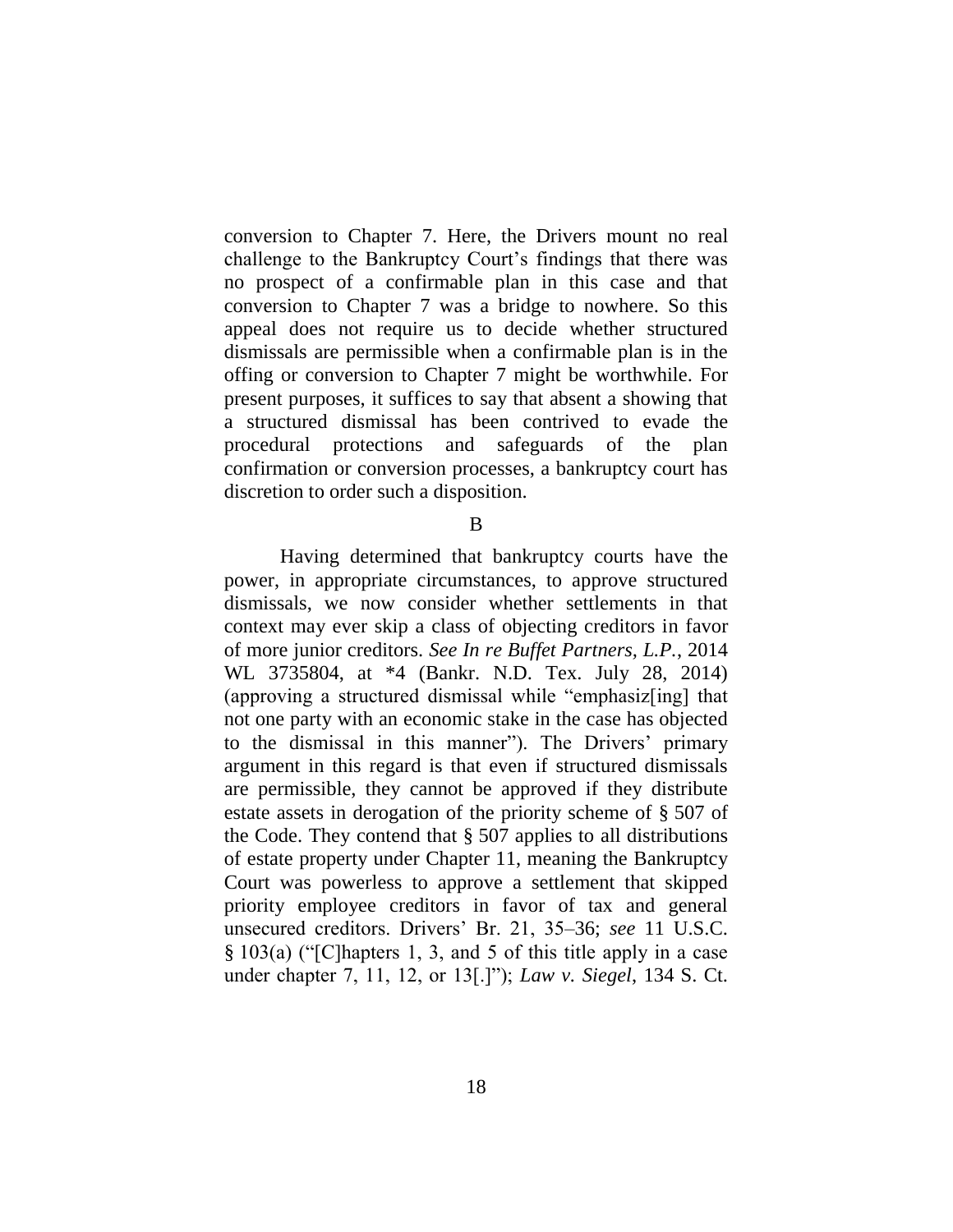conversion to Chapter 7. Here, the Drivers mount no real challenge to the Bankruptcy Court's findings that there was no prospect of a confirmable plan in this case and that conversion to Chapter 7 was a bridge to nowhere. So this appeal does not require us to decide whether structured dismissals are permissible when a confirmable plan is in the offing or conversion to Chapter 7 might be worthwhile. For present purposes, it suffices to say that absent a showing that a structured dismissal has been contrived to evade the procedural protections and safeguards of the plan confirmation or conversion processes, a bankruptcy court has discretion to order such a disposition.

B

Having determined that bankruptcy courts have the power, in appropriate circumstances, to approve structured dismissals, we now consider whether settlements in that context may ever skip a class of objecting creditors in favor of more junior creditors. *See In re Buffet Partners, L.P.*, 2014 WL 3735804, at *4 (Bankr. N.D. Tex. July 28, 2014) (approving a structured dismissal while "emphasiz[ing] that not one party with an economic stake in the case has objected to the dismissal in this manner"). The Drivers' primary argument in this regard is that even if structured dismissals are permissible, they cannot be approved if they distribute estate assets in derogation of the priority scheme of § 507 of the Code. They contend that § 507 applies to all distributions of estate property under Chapter 11, meaning the Bankruptcy Court was powerless to approve a settlement that skipped priority employee creditors in favor of tax and general unsecured creditors. Drivers' Br. 21, 35–36; *see* 11 U.S.C. § 103(a) ("[C]hapters 1, 3, and 5 of this title apply in a case under chapter 7, 11, 12, or 13[.]"); *Law v. Siegel*, 134 S. Ct.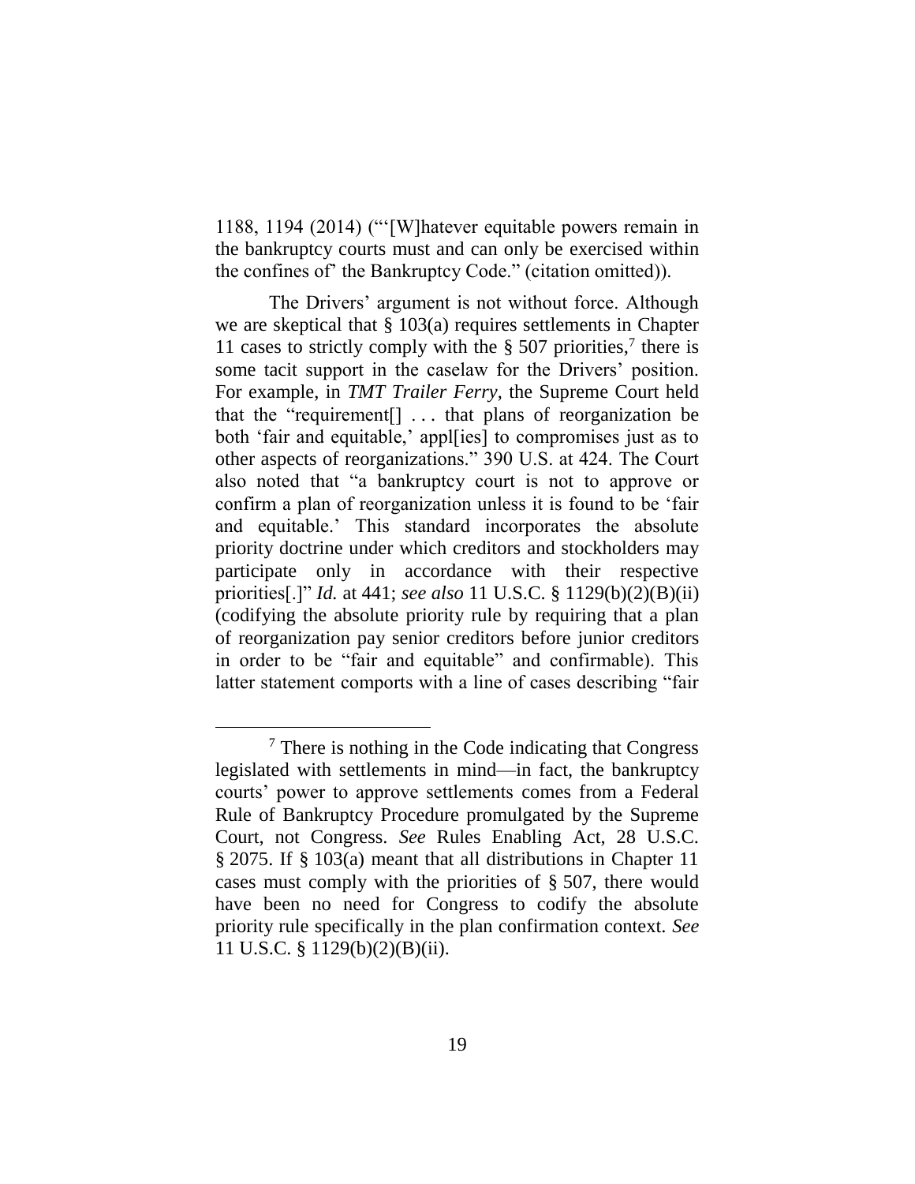1188, 1194 (2014) ("'[W]hatever equitable powers remain in the bankruptcy courts must and can only be exercised within the confines of' the Bankruptcy Code." (citation omitted)).

The Drivers' argument is not without force. Although we are skeptical that § 103(a) requires settlements in Chapter 11 cases to strictly comply with the § 507 priorities,[7] there is some tacit support in the caselaw for the Drivers' position. For example, in *TMT Trailer Ferry*, the Supreme Court held that the "requirement[] . . . that plans of reorganization be both 'fair and equitable,' appl[ies] to compromises just as to other aspects of reorganizations." 390 U.S. at 424. The Court also noted that "a bankruptcy court is not to approve or confirm a plan of reorganization unless it is found to be 'fair and equitable.' This standard incorporates the absolute priority doctrine under which creditors and stockholders may participate only in accordance with their respective priorities[.]" *Id.* at 441; *see also* 11 U.S.C. § 1129(b)(2)(B)(ii) (codifying the absolute priority rule by requiring that a plan of reorganization pay senior creditors before junior creditors in order to be "fair and equitable" and confirmable). This latter statement comports with a line of cases describing "fair

---

[7] There is nothing in the Code indicating that Congress legislated with settlements in mind—in fact, the bankruptcy courts' power to approve settlements comes from a Federal Rule of Bankruptcy Procedure promulgated by the Supreme Court, not Congress. *See* Rules Enabling Act, 28 U.S.C. § 2075. If § 103(a) meant that all distributions in Chapter 11 cases must comply with the priorities of § 507, there would have been no need for Congress to codify the absolute priority rule specifically in the plan confirmation context. *See* 11 U.S.C. § 1129(b)(2)(B)(ii).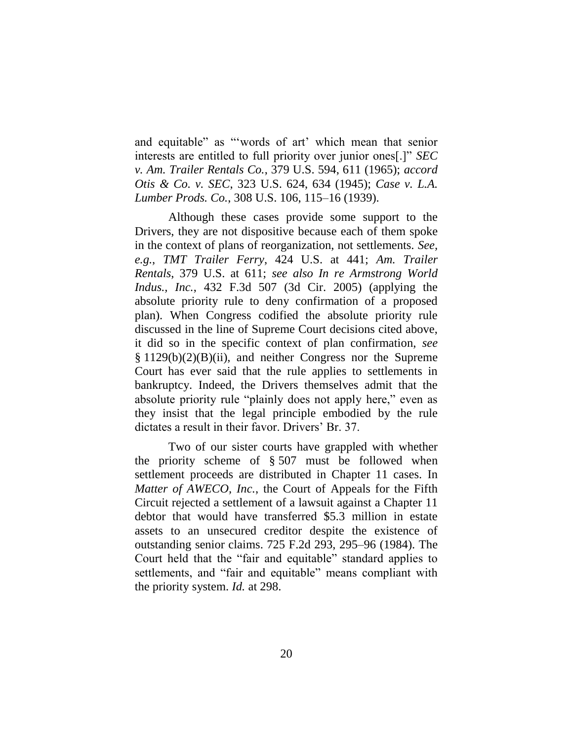and equitable" as "'words of art' which mean that senior interests are entitled to full priority over junior ones[.]" *SEC v. Am. Trailer Rentals Co.*, 379 U.S. 594, 611 (1965); *accord Otis & Co. v. SEC*, 323 U.S. 624, 634 (1945); *Case v. L.A. Lumber Prods. Co.*, 308 U.S. 106, 115–16 (1939).

Although these cases provide some support to the Drivers, they are not dispositive because each of them spoke in the context of plans of reorganization, not settlements. *See, e.g.*, *TMT Trailer Ferry*, 424 U.S. at 441; *Am. Trailer Rentals*, 379 U.S. at 611; *see also In re Armstrong World Indus., Inc.*, 432 F.3d 507 (3d Cir. 2005) (applying the absolute priority rule to deny confirmation of a proposed plan). When Congress codified the absolute priority rule discussed in the line of Supreme Court decisions cited above, it did so in the specific context of plan confirmation, *see* § 1129(b)(2)(B)(ii), and neither Congress nor the Supreme Court has ever said that the rule applies to settlements in bankruptcy. Indeed, the Drivers themselves admit that the absolute priority rule "plainly does not apply here," even as they insist that the legal principle embodied by the rule dictates a result in their favor. Drivers' Br. 37.

Two of our sister courts have grappled with whether the priority scheme of § 507 must be followed when settlement proceeds are distributed in Chapter 11 cases. In *Matter of AWECO, Inc.*, the Court of Appeals for the Fifth Circuit rejected a settlement of a lawsuit against a Chapter 11 debtor that would have transferred $5.3 million in estate assets to an unsecured creditor despite the existence of outstanding senior claims. 725 F.2d 293, 295–96 (1984). The Court held that the "fair and equitable" standard applies to settlements, and "fair and equitable" means compliant with the priority system. *Id.* at 298.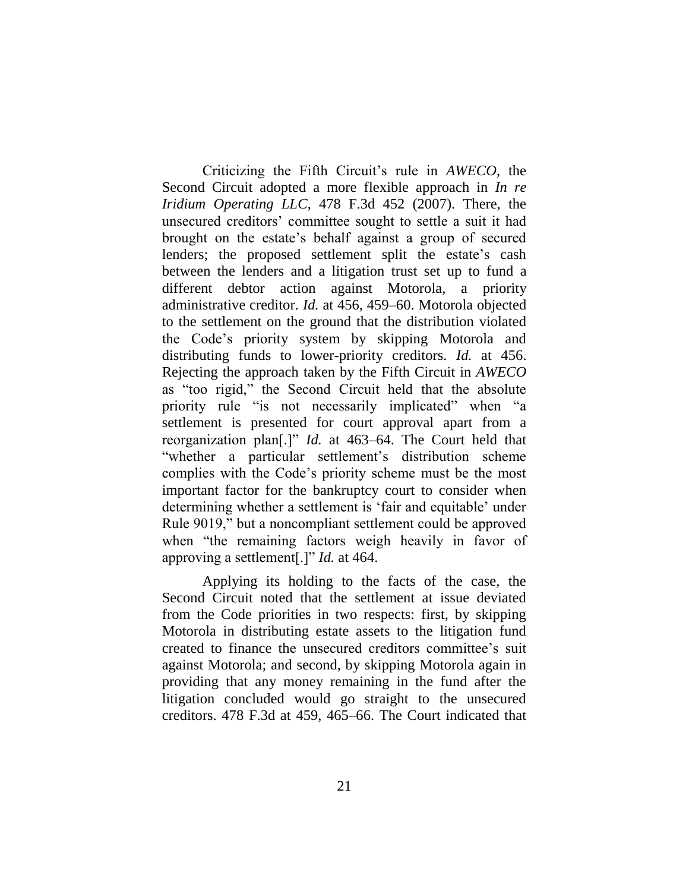Criticizing the Fifth Circuit's rule in *AWECO*, the Second Circuit adopted a more flexible approach in *In re Iridium Operating LLC*, 478 F.3d 452 (2007). There, the unsecured creditors' committee sought to settle a suit it had brought on the estate's behalf against a group of secured lenders; the proposed settlement split the estate's cash between the lenders and a litigation trust set up to fund a different debtor action against Motorola, a priority administrative creditor. *Id.* at 456, 459–60. Motorola objected to the settlement on the ground that the distribution violated the Code's priority system by skipping Motorola and distributing funds to lower-priority creditors. *Id.* at 456. Rejecting the approach taken by the Fifth Circuit in *AWECO* as "too rigid," the Second Circuit held that the absolute priority rule "is not necessarily implicated" when "a settlement is presented for court approval apart from a reorganization plan[.]" *Id.* at 463–64. The Court held that "whether a particular settlement's distribution scheme complies with the Code's priority scheme must be the most important factor for the bankruptcy court to consider when determining whether a settlement is 'fair and equitable' under Rule 9019," but a noncompliant settlement could be approved when "the remaining factors weigh heavily in favor of approving a settlement[.]" *Id.* at 464.

Applying its holding to the facts of the case, the Second Circuit noted that the settlement at issue deviated from the Code priorities in two respects: first, by skipping Motorola in distributing estate assets to the litigation fund created to finance the unsecured creditors committee's suit against Motorola; and second, by skipping Motorola again in providing that any money remaining in the fund after the litigation concluded would go straight to the unsecured creditors. 478 F.3d at 459, 465–66. The Court indicated that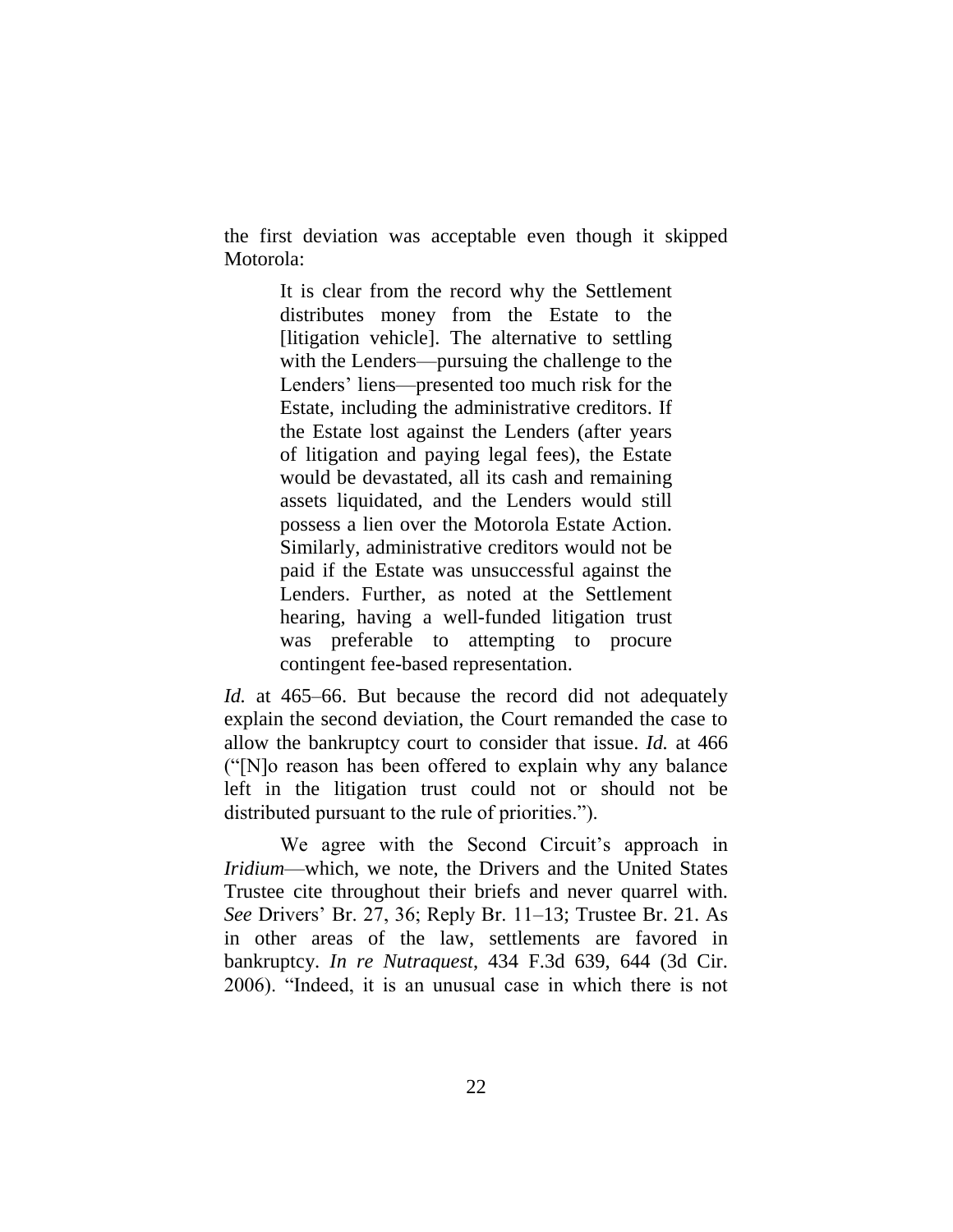the first deviation was acceptable even though it skipped Motorola:

> It is clear from the record why the Settlement distributes money from the Estate to the [litigation vehicle]. The alternative to settling with the Lenders—pursuing the challenge to the Lenders' liens—presented too much risk for the Estate, including the administrative creditors. If the Estate lost against the Lenders (after years of litigation and paying legal fees), the Estate would be devastated, all its cash and remaining assets liquidated, and the Lenders would still possess a lien over the Motorola Estate Action. Similarly, administrative creditors would not be paid if the Estate was unsuccessful against the Lenders. Further, as noted at the Settlement hearing, having a well-funded litigation trust was preferable to attempting to procure contingent fee-based representation.

*Id.* at 465–66. But because the record did not adequately explain the second deviation, the Court remanded the case to allow the bankruptcy court to consider that issue. *Id.* at 466 ("[N]o reason has been offered to explain why any balance left in the litigation trust could not or should not be distributed pursuant to the rule of priorities.").

We agree with the Second Circuit's approach in *Iridium*—which, we note, the Drivers and the United States Trustee cite throughout their briefs and never quarrel with. *See* Drivers' Br. 27, 36; Reply Br. 11–13; Trustee Br. 21. As in other areas of the law, settlements are favored in bankruptcy. *In re Nutraquest*, 434 F.3d 639, 644 (3d Cir. 2006). "Indeed, it is an unusual case in which there is not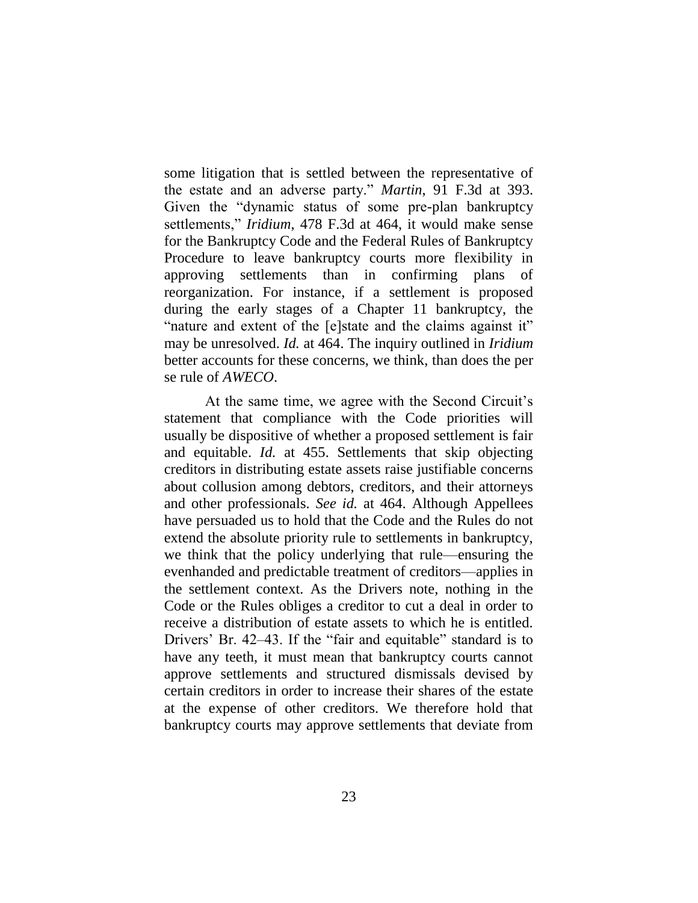some litigation that is settled between the representative of the estate and an adverse party." *Martin*, 91 F.3d at 393. Given the "dynamic status of some pre-plan bankruptcy settlements," *Iridium*, 478 F.3d at 464, it would make sense for the Bankruptcy Code and the Federal Rules of Bankruptcy Procedure to leave bankruptcy courts more flexibility in approving settlements than in confirming plans of reorganization. For instance, if a settlement is proposed during the early stages of a Chapter 11 bankruptcy, the "nature and extent of the [e]state and the claims against it" may be unresolved. *Id.* at 464. The inquiry outlined in *Iridium* better accounts for these concerns, we think, than does the per se rule of *AWECO*.

At the same time, we agree with the Second Circuit's statement that compliance with the Code priorities will usually be dispositive of whether a proposed settlement is fair and equitable. *Id.* at 455. Settlements that skip objecting creditors in distributing estate assets raise justifiable concerns about collusion among debtors, creditors, and their attorneys and other professionals. *See id.* at 464. Although Appellees have persuaded us to hold that the Code and the Rules do not extend the absolute priority rule to settlements in bankruptcy, we think that the policy underlying that rule—ensuring the evenhanded and predictable treatment of creditors—applies in the settlement context. As the Drivers note, nothing in the Code or the Rules obliges a creditor to cut a deal in order to receive a distribution of estate assets to which he is entitled. Drivers' Br. 42–43. If the "fair and equitable" standard is to have any teeth, it must mean that bankruptcy courts cannot approve settlements and structured dismissals devised by certain creditors in order to increase their shares of the estate at the expense of other creditors. We therefore hold that bankruptcy courts may approve settlements that deviate from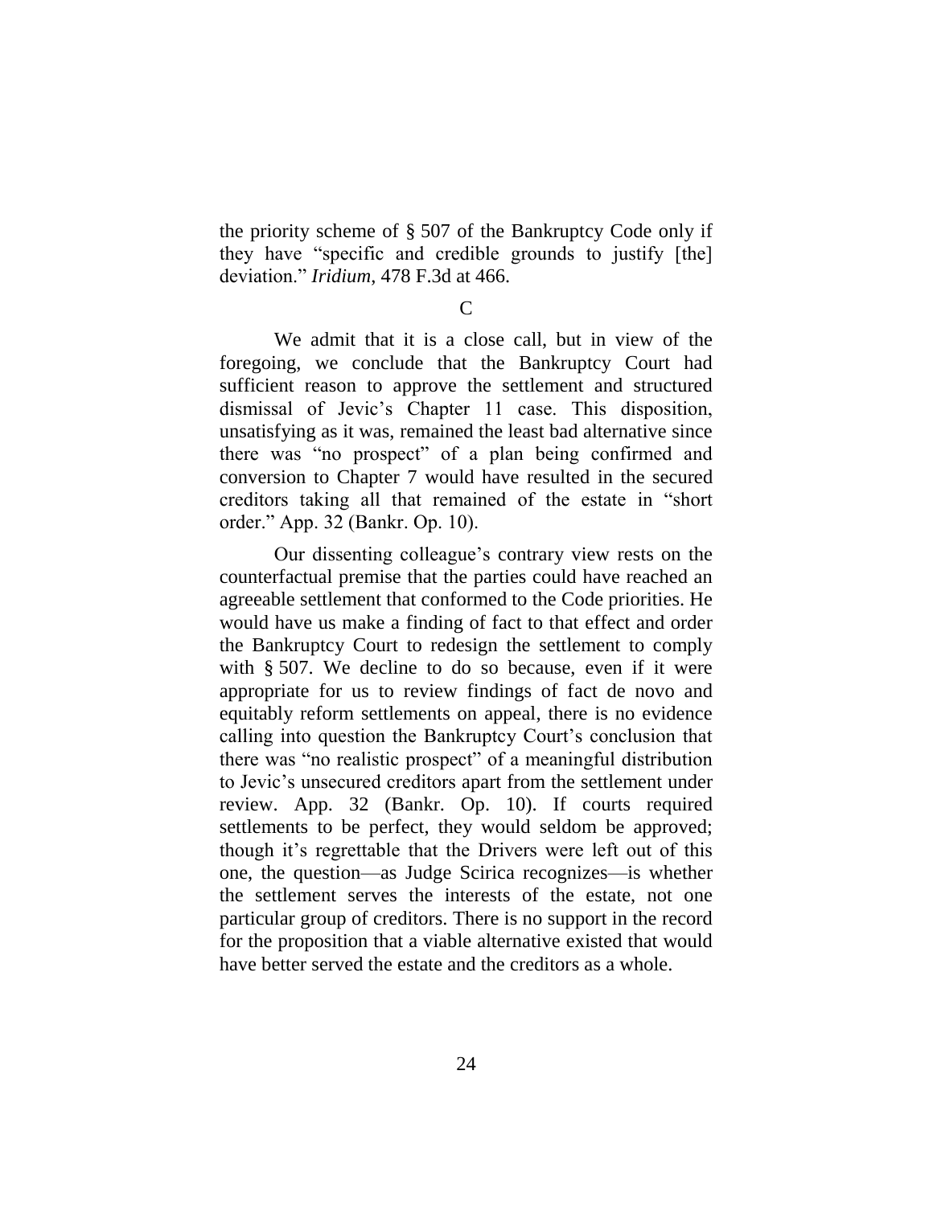the priority scheme of § 507 of the Bankruptcy Code only if they have "specific and credible grounds to justify [the] deviation." *Iridium*, 478 F.3d at 466.

C

We admit that it is a close call, but in view of the foregoing, we conclude that the Bankruptcy Court had sufficient reason to approve the settlement and structured dismissal of Jevic's Chapter 11 case. This disposition, unsatisfying as it was, remained the least bad alternative since there was "no prospect" of a plan being confirmed and conversion to Chapter 7 would have resulted in the secured creditors taking all that remained of the estate in "short order." App. 32 (Bankr. Op. 10).

Our dissenting colleague's contrary view rests on the counterfactual premise that the parties could have reached an agreeable settlement that conformed to the Code priorities. He would have us make a finding of fact to that effect and order the Bankruptcy Court to redesign the settlement to comply with § 507. We decline to do so because, even if it were appropriate for us to review findings of fact de novo and equitably reform settlements on appeal, there is no evidence calling into question the Bankruptcy Court's conclusion that there was "no realistic prospect" of a meaningful distribution to Jevic's unsecured creditors apart from the settlement under review. App. 32 (Bankr. Op. 10). If courts required settlements to be perfect, they would seldom be approved; though it's regrettable that the Drivers were left out of this one, the question—as Judge Scirica recognizes—is whether the settlement serves the interests of the estate, not one particular group of creditors. There is no support in the record for the proposition that a viable alternative existed that would have better served the estate and the creditors as a whole.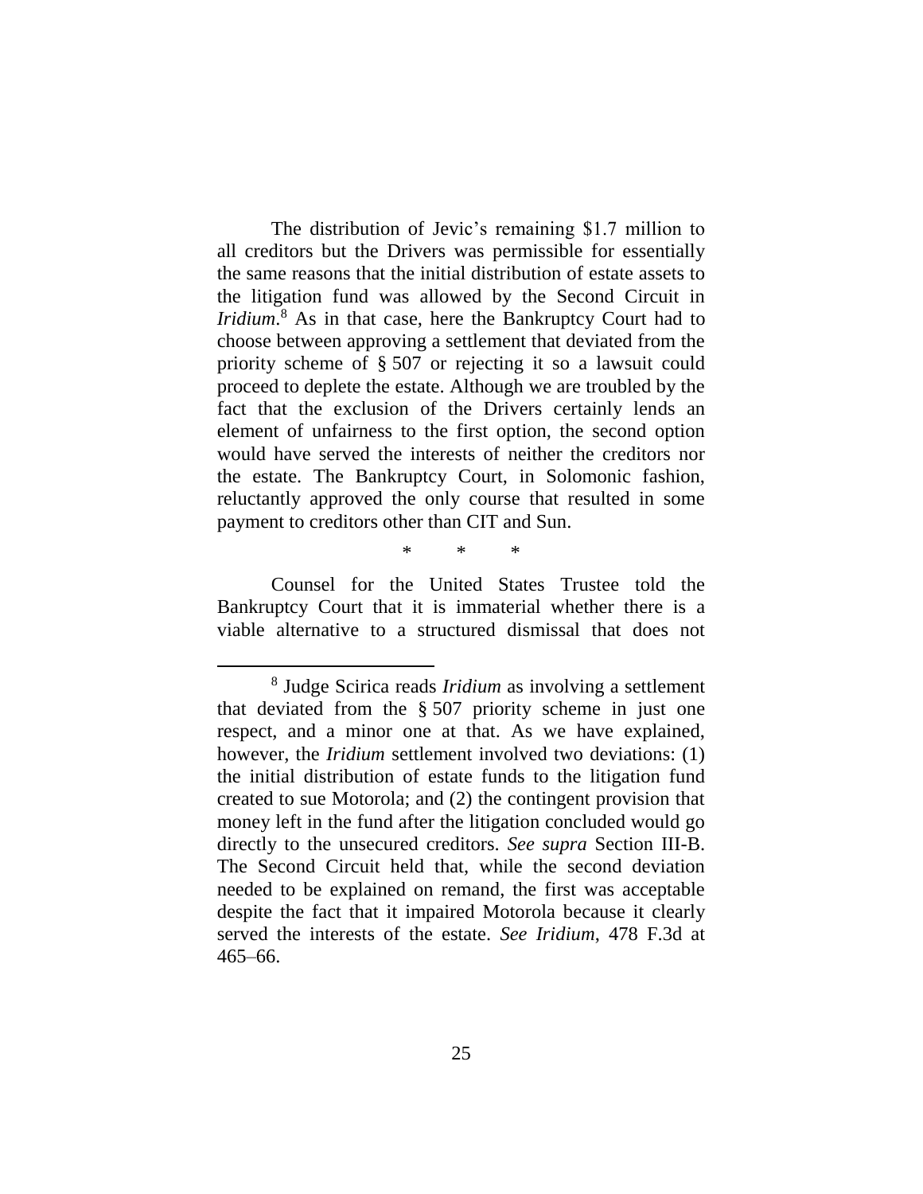The distribution of Jevic's remaining \$1.7 million to all creditors but the Drivers was permissible for essentially the same reasons that the initial distribution of estate assets to the litigation fund was allowed by the Second Circuit in *Iridium*.[8] As in that case, here the Bankruptcy Court had to choose between approving a settlement that deviated from the priority scheme of § 507 or rejecting it so a lawsuit could proceed to deplete the estate. Although we are troubled by the fact that the exclusion of the Drivers certainly lends an element of unfairness to the first option, the second option would have served the interests of neither the creditors nor the estate. The Bankruptcy Court, in Solomonic fashion, reluctantly approved the only course that resulted in some payment to creditors other than CIT and Sun.

\* \* \*

Counsel for the United States Trustee told the Bankruptcy Court that it is immaterial whether there is a viable alternative to a structured dismissal that does not

---

[8] Judge Scirica reads *Iridium* as involving a settlement that deviated from the § 507 priority scheme in just one respect, and a minor one at that. As we have explained, however, the *Iridium* settlement involved two deviations: (1) the initial distribution of estate funds to the litigation fund created to sue Motorola; and (2) the contingent provision that money left in the fund after the litigation concluded would go directly to the unsecured creditors. *See supra* Section III-B. The Second Circuit held that, while the second deviation needed to be explained on remand, the first was acceptable despite the fact that it impaired Motorola because it clearly served the interests of the estate. *See Iridium*, 478 F.3d at 465–66.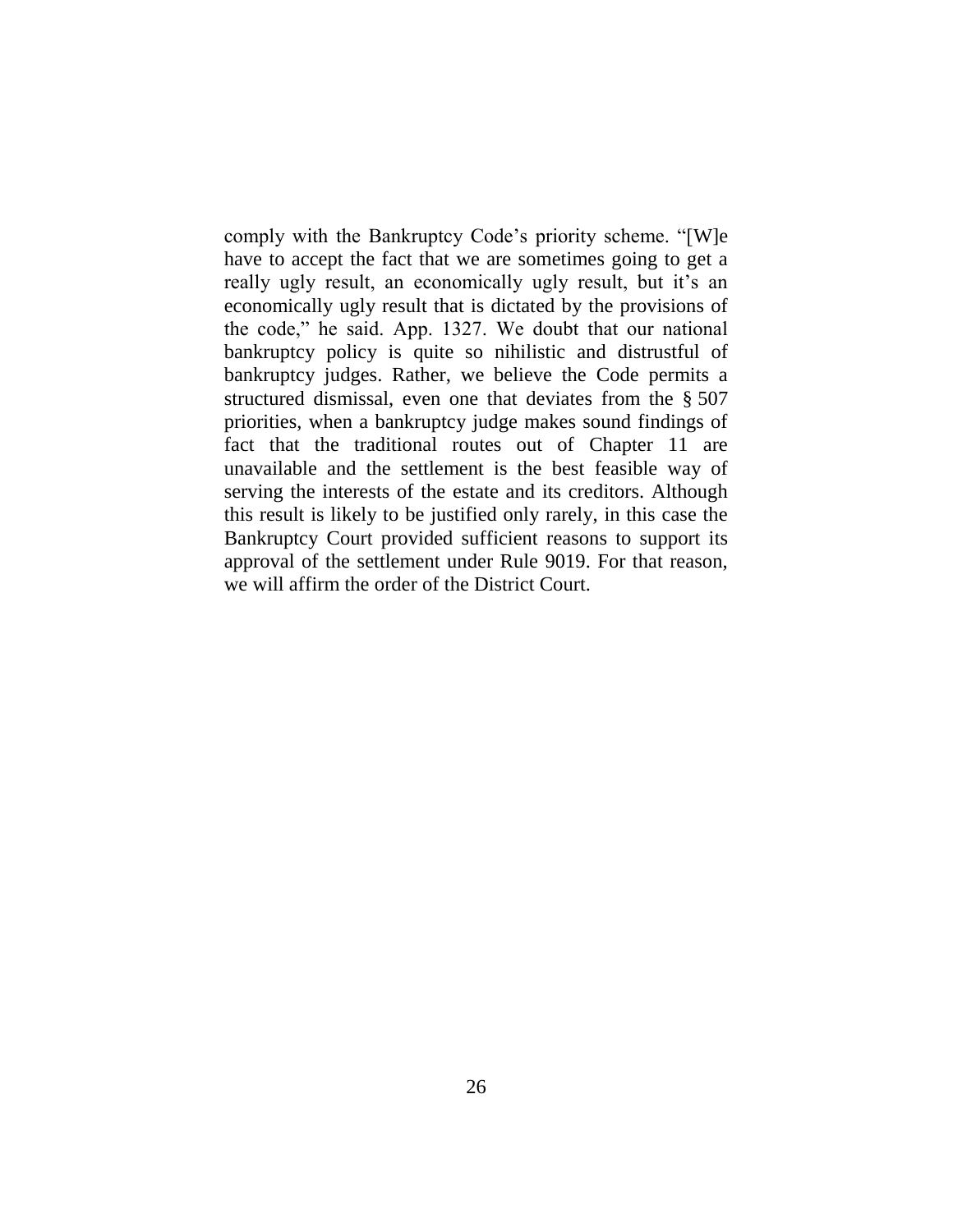comply with the Bankruptcy Code's priority scheme. "[W]e have to accept the fact that we are sometimes going to get a really ugly result, an economically ugly result, but it's an economically ugly result that is dictated by the provisions of the code," he said. App. 1327. We doubt that our national bankruptcy policy is quite so nihilistic and distrustful of bankruptcy judges. Rather, we believe the Code permits a structured dismissal, even one that deviates from the § 507 priorities, when a bankruptcy judge makes sound findings of fact that the traditional routes out of Chapter 11 are unavailable and the settlement is the best feasible way of serving the interests of the estate and its creditors. Although this result is likely to be justified only rarely, in this case the Bankruptcy Court provided sufficient reasons to support its approval of the settlement under Rule 9019. For that reason, we will affirm the order of the District Court.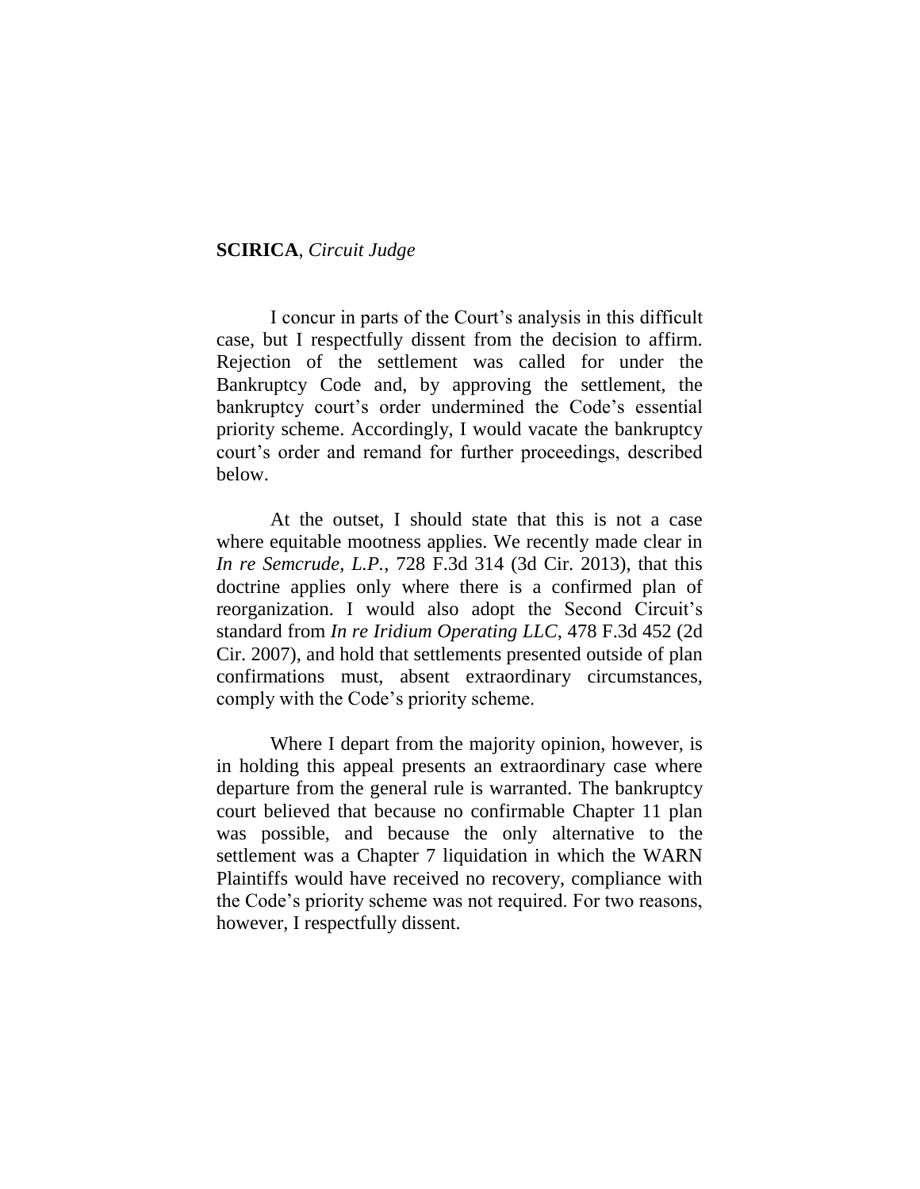**SCIRICA**, *Circuit Judge*

I concur in parts of the Court's analysis in this difficult case, but I respectfully dissent from the decision to affirm. Rejection of the settlement was called for under the Bankruptcy Code and, by approving the settlement, the bankruptcy court's order undermined the Code's essential priority scheme. Accordingly, I would vacate the bankruptcy court's order and remand for further proceedings, described below.

At the outset, I should state that this is not a case where equitable mootness applies. We recently made clear in *In re Semcrude, L.P.*, 728 F.3d 314 (3d Cir. 2013), that this doctrine applies only where there is a confirmed plan of reorganization. I would also adopt the Second Circuit's standard from *In re Iridium Operating LLC*, 478 F.3d 452 (2d Cir. 2007), and hold that settlements presented outside of plan confirmations must, absent extraordinary circumstances, comply with the Code's priority scheme.

Where I depart from the majority opinion, however, is in holding this appeal presents an extraordinary case where departure from the general rule is warranted. The bankruptcy court believed that because no confirmable Chapter 11 plan was possible, and because the only alternative to the settlement was a Chapter 7 liquidation in which the WARN Plaintiffs would have received no recovery, compliance with the Code's priority scheme was not required. For two reasons, however, I respectfully dissent.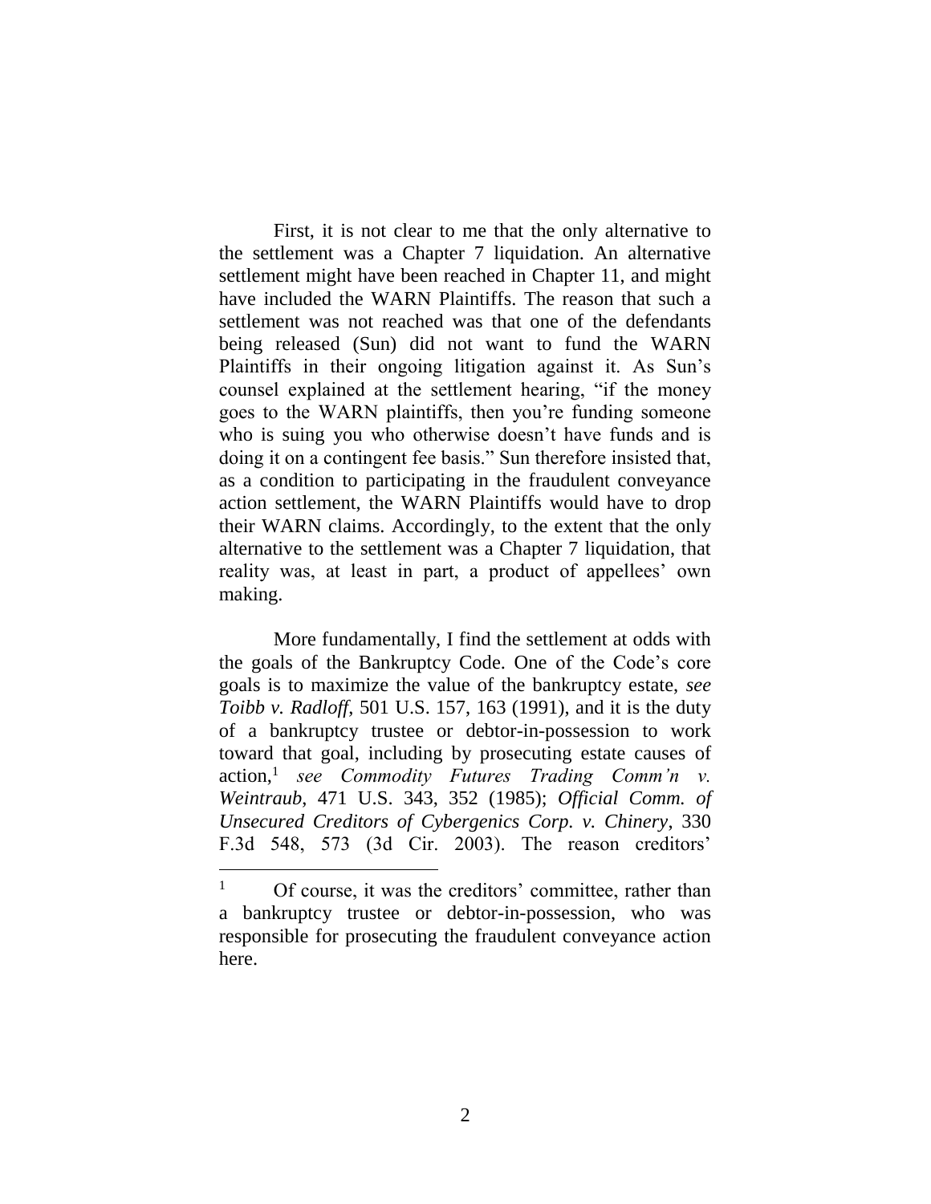First, it is not clear to me that the only alternative to the settlement was a Chapter 7 liquidation. An alternative settlement might have been reached in Chapter 11, and might have included the WARN Plaintiffs. The reason that such a settlement was not reached was that one of the defendants being released (Sun) did not want to fund the WARN Plaintiffs in their ongoing litigation against it. As Sun's counsel explained at the settlement hearing, "if the money goes to the WARN plaintiffs, then you're funding someone who is suing you who otherwise doesn't have funds and is doing it on a contingent fee basis." Sun therefore insisted that, as a condition to participating in the fraudulent conveyance action settlement, the WARN Plaintiffs would have to drop their WARN claims. Accordingly, to the extent that the only alternative to the settlement was a Chapter 7 liquidation, that reality was, at least in part, a product of appellees' own making.

More fundamentally, I find the settlement at odds with the goals of the Bankruptcy Code. One of the Code's core goals is to maximize the value of the bankruptcy estate, *see Toibb v. Radloff*, 501 U.S. 157, 163 (1991), and it is the duty of a bankruptcy trustee or debtor-in-possession to work toward that goal, including by prosecuting estate causes of action,[1] *see Commodity Futures Trading Comm'n v. Weintraub*, 471 U.S. 343, 352 (1985); *Official Comm. of Unsecured Creditors of Cybergenics Corp. v. Chinery*, 330 F.3d 548, 573 (3d Cir. 2003). The reason creditors'

[1] Of course, it was the creditors' committee, rather than a bankruptcy trustee or debtor-in-possession, who was responsible for prosecuting the fraudulent conveyance action here.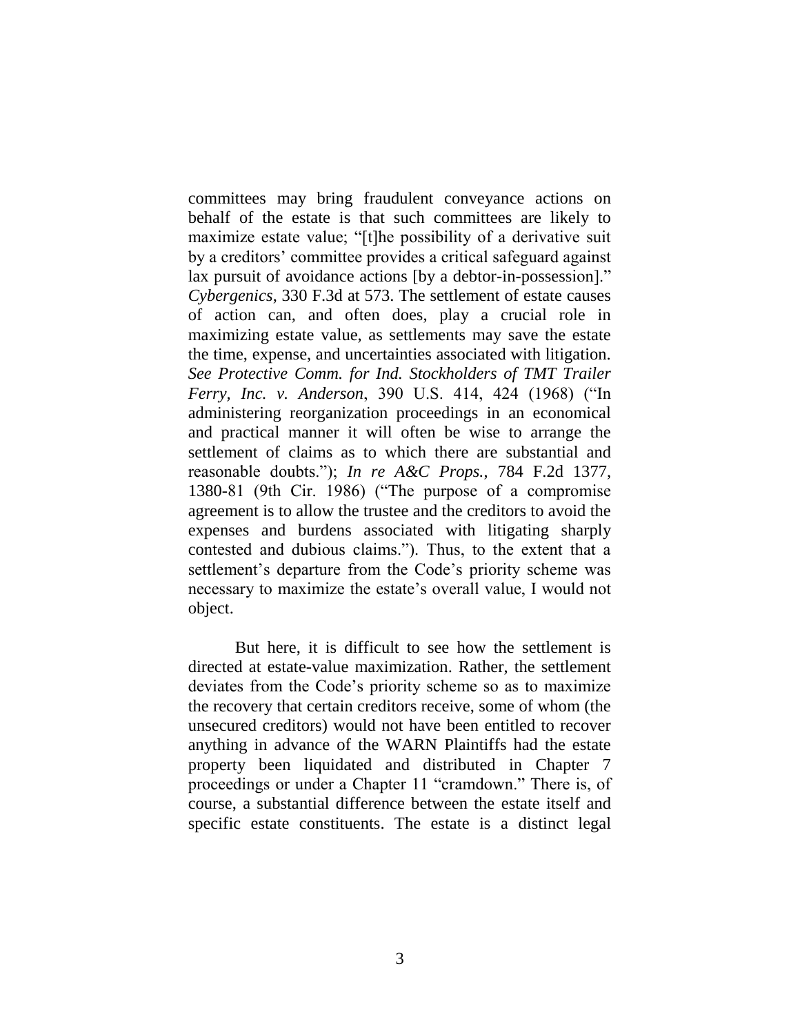committees may bring fraudulent conveyance actions on behalf of the estate is that such committees are likely to maximize estate value; "[t]he possibility of a derivative suit by a creditors' committee provides a critical safeguard against lax pursuit of avoidance actions [by a debtor-in-possession]." *Cybergenics*, 330 F.3d at 573. The settlement of estate causes of action can, and often does, play a crucial role in maximizing estate value, as settlements may save the estate the time, expense, and uncertainties associated with litigation. *See Protective Comm. for Ind. Stockholders of TMT Trailer Ferry, Inc. v. Anderson*, 390 U.S. 414, 424 (1968) ("In administering reorganization proceedings in an economical and practical manner it will often be wise to arrange the settlement of claims as to which there are substantial and reasonable doubts."); *In re A&C Props.*, 784 F.2d 1377, 1380-81 (9th Cir. 1986) ("The purpose of a compromise agreement is to allow the trustee and the creditors to avoid the expenses and burdens associated with litigating sharply contested and dubious claims."). Thus, to the extent that a settlement's departure from the Code's priority scheme was necessary to maximize the estate's overall value, I would not object.

But here, it is difficult to see how the settlement is directed at estate-value maximization. Rather, the settlement deviates from the Code's priority scheme so as to maximize the recovery that certain creditors receive, some of whom (the unsecured creditors) would not have been entitled to recover anything in advance of the WARN Plaintiffs had the estate property been liquidated and distributed in Chapter 7 proceedings or under a Chapter 11 "cramdown." There is, of course, a substantial difference between the estate itself and specific estate constituents. The estate is a distinct legal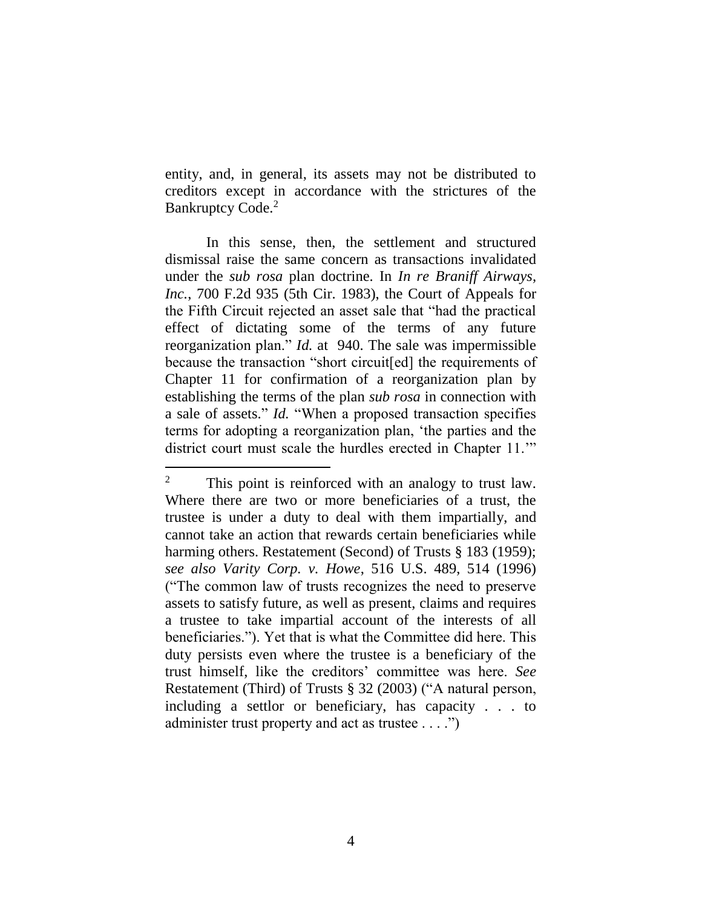entity, and, in general, its assets may not be distributed to creditors except in accordance with the strictures of the Bankruptcy Code.[2]

In this sense, then, the settlement and structured dismissal raise the same concern as transactions invalidated under the *sub rosa* plan doctrine. In *In re Braniff Airways, Inc.*, 700 F.2d 935 (5th Cir. 1983), the Court of Appeals for the Fifth Circuit rejected an asset sale that "had the practical effect of dictating some of the terms of any future reorganization plan." *Id.* at 940. The sale was impermissible because the transaction "short circuit[ed] the requirements of Chapter 11 for confirmation of a reorganization plan by establishing the terms of the plan *sub rosa* in connection with a sale of assets." *Id.* "When a proposed transaction specifies terms for adopting a reorganization plan, 'the parties and the district court must scale the hurdles erected in Chapter 11.'"

---

[2] This point is reinforced with an analogy to trust law. Where there are two or more beneficiaries of a trust, the trustee is under a duty to deal with them impartially, and cannot take an action that rewards certain beneficiaries while harming others. Restatement (Second) of Trusts § 183 (1959); *see also Varity Corp. v. Howe*, 516 U.S. 489, 514 (1996) ("The common law of trusts recognizes the need to preserve assets to satisfy future, as well as present, claims and requires a trustee to take impartial account of the interests of all beneficiaries."). Yet that is what the Committee did here. This duty persists even where the trustee is a beneficiary of the trust himself, like the creditors' committee was here. *See* Restatement (Third) of Trusts § 32 (2003) ("A natural person, including a settlor or beneficiary, has capacity . . . to administer trust property and act as trustee . . . .")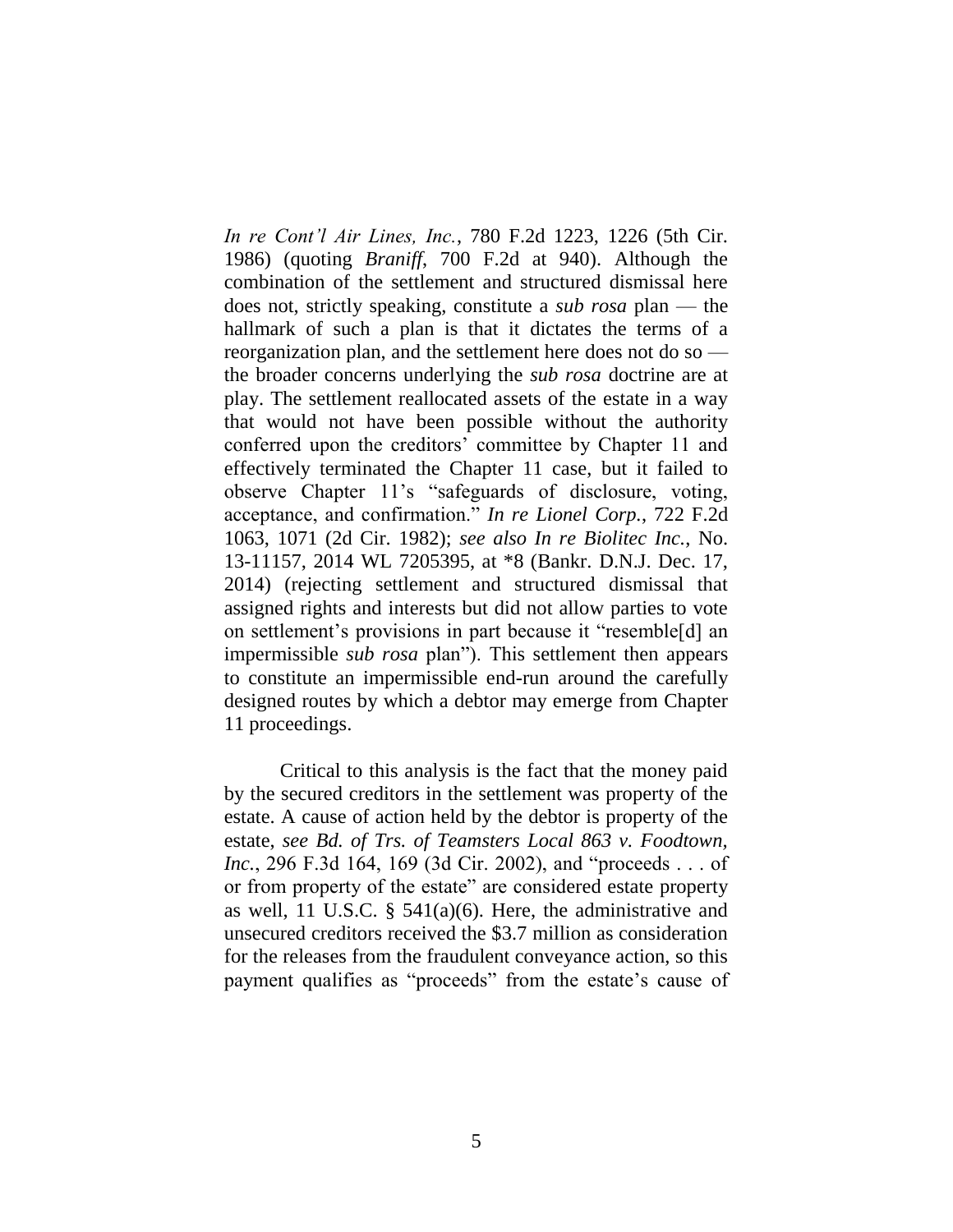*In re Cont'l Air Lines, Inc.*, 780 F.2d 1223, 1226 (5th Cir. 1986) (quoting *Braniff*, 700 F.2d at 940). Although the combination of the settlement and structured dismissal here does not, strictly speaking, constitute a *sub rosa* plan — the hallmark of such a plan is that it dictates the terms of a reorganization plan, and the settlement here does not do so — the broader concerns underlying the *sub rosa* doctrine are at play. The settlement reallocated assets of the estate in a way that would not have been possible without the authority conferred upon the creditors' committee by Chapter 11 and effectively terminated the Chapter 11 case, but it failed to observe Chapter 11's "safeguards of disclosure, voting, acceptance, and confirmation." *In re Lionel Corp.*, 722 F.2d 1063, 1071 (2d Cir. 1982); *see also In re Biolitec Inc.*, No. 13-11157, 2014 WL 7205395, at *8 (Bankr. D.N.J. Dec. 17, 2014) (rejecting settlement and structured dismissal that assigned rights and interests but did not allow parties to vote on settlement's provisions in part because it "resemble[d] an impermissible *sub rosa* plan"). This settlement then appears to constitute an impermissible end-run around the carefully designed routes by which a debtor may emerge from Chapter 11 proceedings.

Critical to this analysis is the fact that the money paid by the secured creditors in the settlement was property of the estate. A cause of action held by the debtor is property of the estate, *see Bd. of Trs. of Teamsters Local 863 v. Foodtown, Inc.*, 296 F.3d 164, 169 (3d Cir. 2002), and "proceeds . . . of or from property of the estate" are considered estate property as well, 11 U.S.C. § 541(a)(6). Here, the administrative and unsecured creditors received the \$3.7 million as consideration for the releases from the fraudulent conveyance action, so this payment qualifies as "proceeds" from the estate's cause of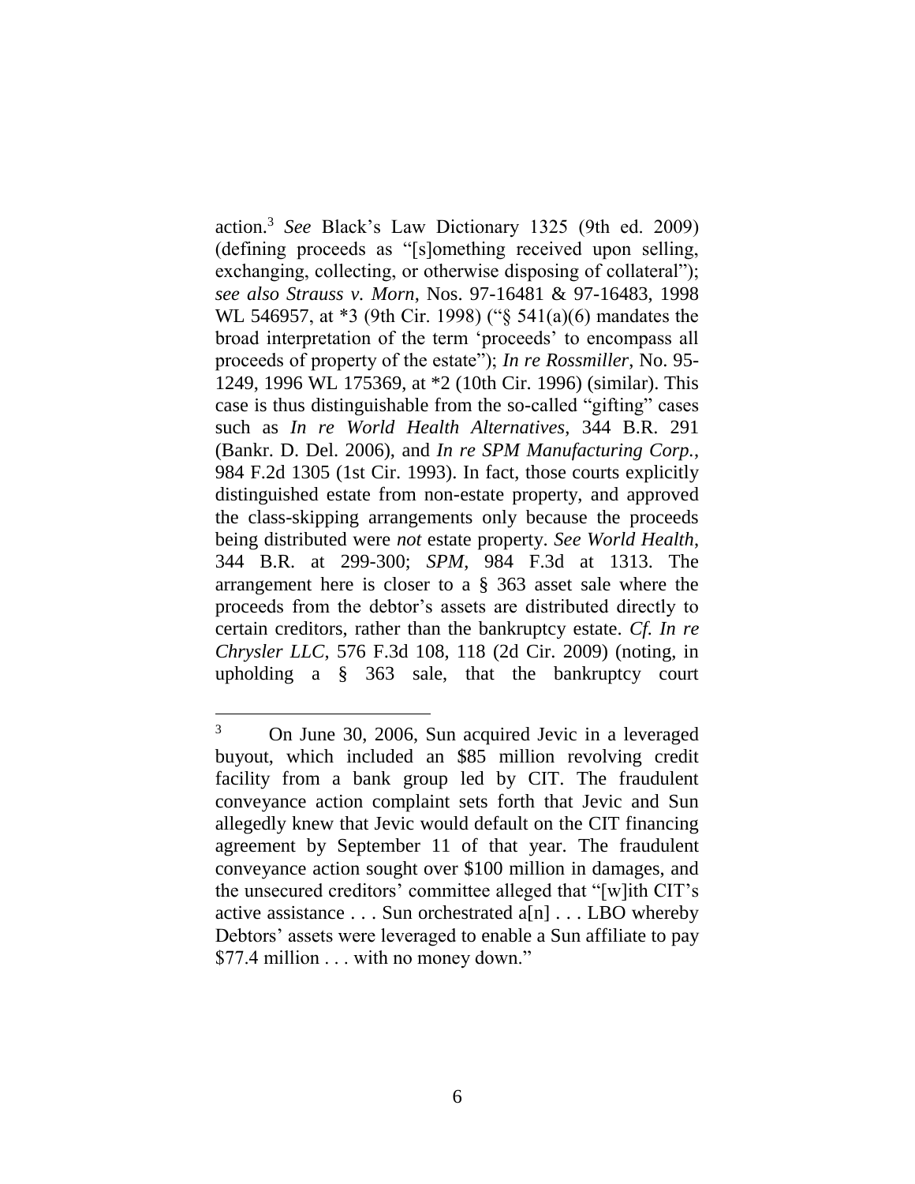action.[3] *See* Black's Law Dictionary 1325 (9th ed. 2009) (defining proceeds as "[s]omething received upon selling, exchanging, collecting, or otherwise disposing of collateral"); *see also Strauss v. Morn*, Nos. 97-16481 & 97-16483, 1998 WL 546957, at *3 (9th Cir. 1998) ("§ 541(a)(6) mandates the broad interpretation of the term 'proceeds' to encompass all proceeds of property of the estate"); *In re Rossmiller*, No. 95-1249, 1996 WL 175369, at *2 (10th Cir. 1996) (similar). This case is thus distinguishable from the so-called "gifting" cases such as *In re World Health Alternatives*, 344 B.R. 291 (Bankr. D. Del. 2006), and *In re SPM Manufacturing Corp.*, 984 F.2d 1305 (1st Cir. 1993). In fact, those courts explicitly distinguished estate from non-estate property, and approved the class-skipping arrangements only because the proceeds being distributed were *not* estate property. *See World Health*, 344 B.R. at 299-300; *SPM*, 984 F.3d at 1313. The arrangement here is closer to a § 363 asset sale where the proceeds from the debtor's assets are distributed directly to certain creditors, rather than the bankruptcy estate. *Cf. In re Chrysler LLC*, 576 F.3d 108, 118 (2d Cir. 2009) (noting, in upholding a § 363 sale, that the bankruptcy court

---

[3] On June 30, 2006, Sun acquired Jevic in a leveraged buyout, which included an $85 million revolving credit facility from a bank group led by CIT. The fraudulent conveyance action complaint sets forth that Jevic and Sun allegedly knew that Jevic would default on the CIT financing agreement by September 11 of that year. The fraudulent conveyance action sought over $100 million in damages, and the unsecured creditors' committee alleged that "[w]ith CIT's active assistance . . . Sun orchestrated a[n] . . . LBO whereby Debtors' assets were leveraged to enable a Sun affiliate to pay $77.4 million . . . with no money down."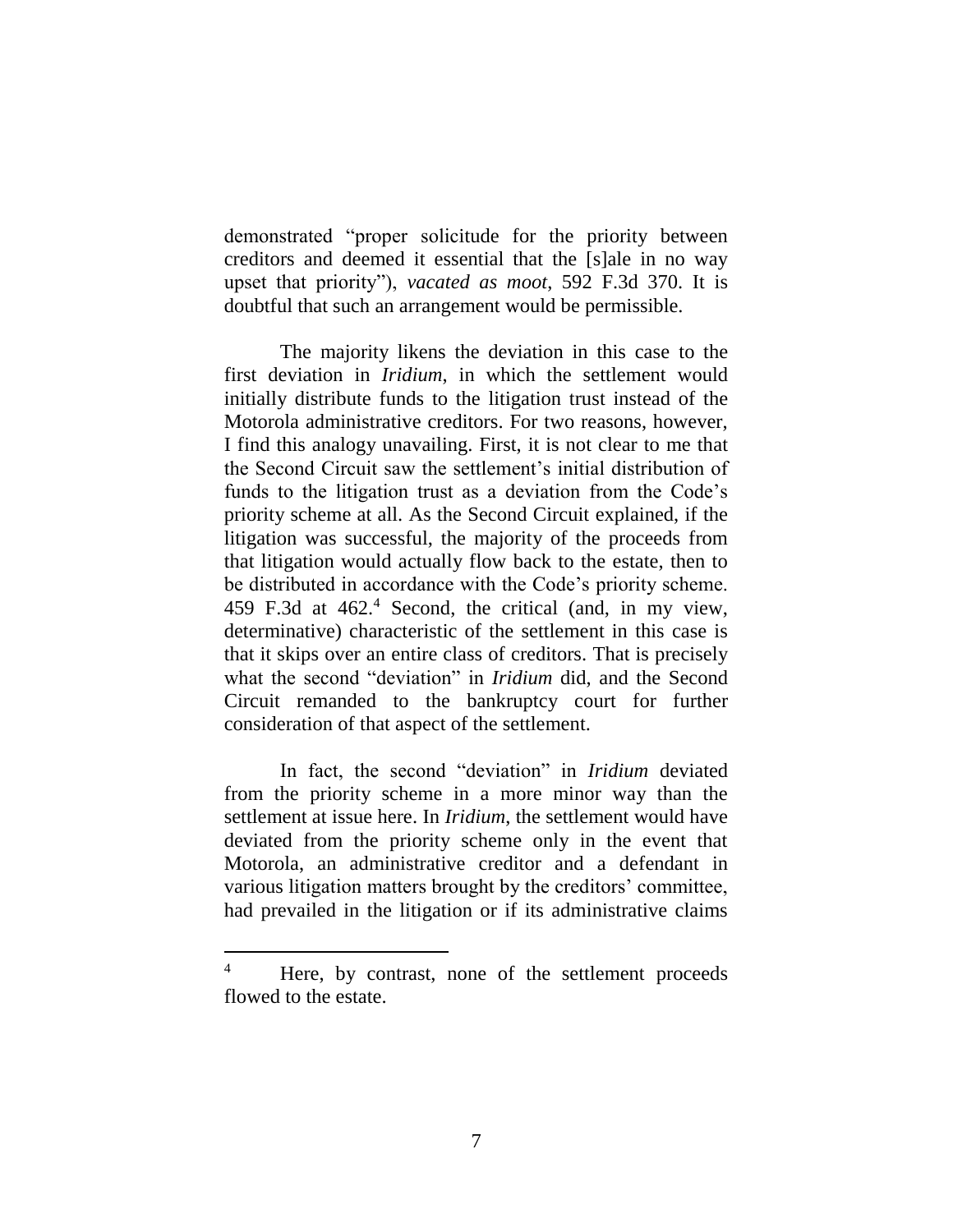demonstrated "proper solicitude for the priority between creditors and deemed it essential that the [s]ale in no way upset that priority"), *vacated as moot*, 592 F.3d 370. It is doubtful that such an arrangement would be permissible.

The majority likens the deviation in this case to the first deviation in *Iridium*, in which the settlement would initially distribute funds to the litigation trust instead of the Motorola administrative creditors. For two reasons, however, I find this analogy unavailing. First, it is not clear to me that the Second Circuit saw the settlement's initial distribution of funds to the litigation trust as a deviation from the Code's priority scheme at all. As the Second Circuit explained, if the litigation was successful, the majority of the proceeds from that litigation would actually flow back to the estate, then to be distributed in accordance with the Code's priority scheme. 459 F.3d at 462.[4] Second, the critical (and, in my view, determinative) characteristic of the settlement in this case is that it skips over an entire class of creditors. That is precisely what the second "deviation" in *Iridium* did, and the Second Circuit remanded to the bankruptcy court for further consideration of that aspect of the settlement.

In fact, the second "deviation" in *Iridium* deviated from the priority scheme in a more minor way than the settlement at issue here. In *Iridium*, the settlement would have deviated from the priority scheme only in the event that Motorola, an administrative creditor and a defendant in various litigation matters brought by the creditors' committee, had prevailed in the litigation or if its administrative claims

---

[4] Here, by contrast, none of the settlement proceeds flowed to the estate.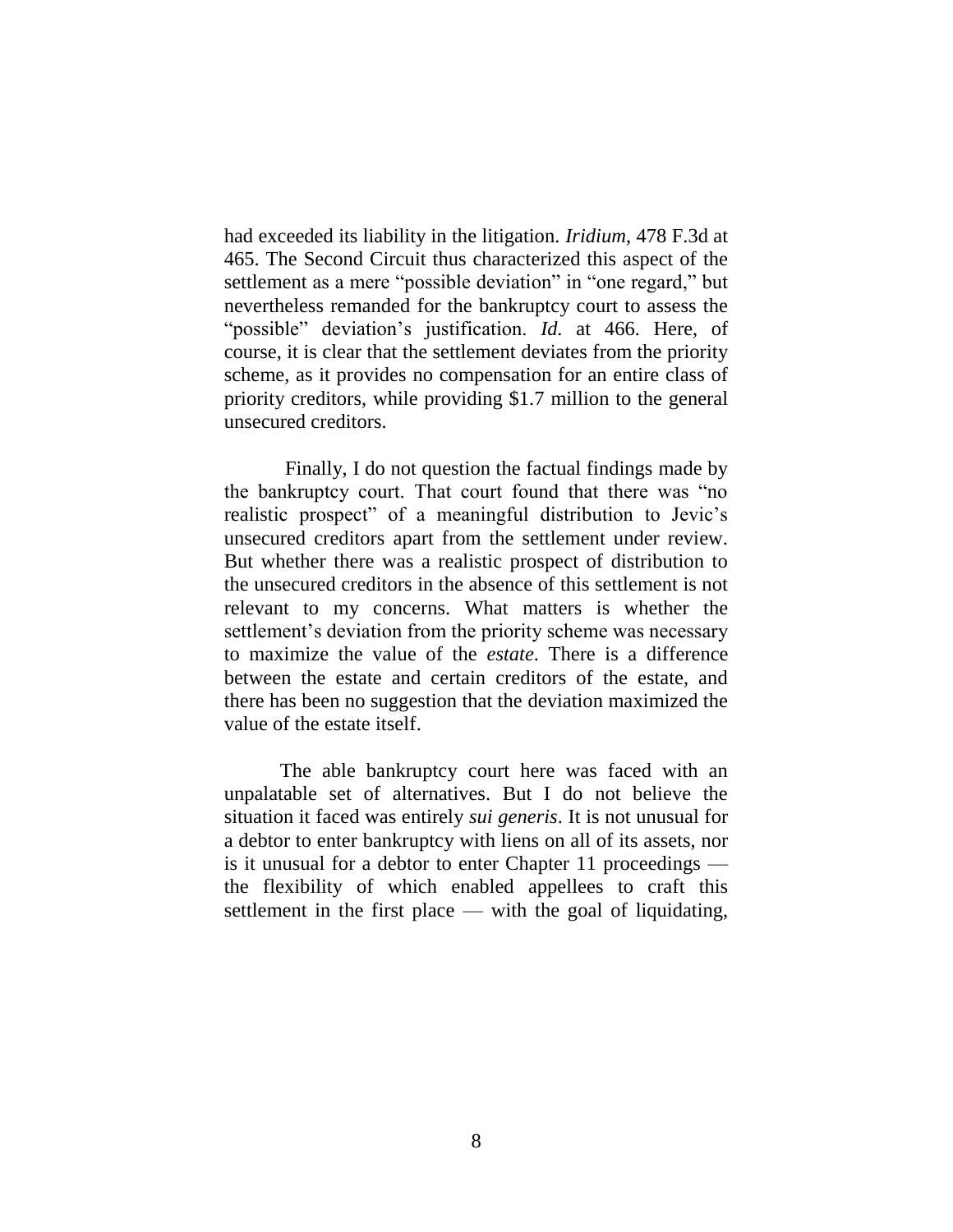had exceeded its liability in the litigation. *Iridium*, 478 F.3d at 465. The Second Circuit thus characterized this aspect of the settlement as a mere "possible deviation" in "one regard," but nevertheless remanded for the bankruptcy court to assess the "possible" deviation's justification. *Id.* at 466. Here, of course, it is clear that the settlement deviates from the priority scheme, as it provides no compensation for an entire class of priority creditors, while providing $1.7 million to the general unsecured creditors.

Finally, I do not question the factual findings made by the bankruptcy court. That court found that there was "no realistic prospect" of a meaningful distribution to Jevic's unsecured creditors apart from the settlement under review. But whether there was a realistic prospect of distribution to the unsecured creditors in the absence of this settlement is not relevant to my concerns. What matters is whether the settlement's deviation from the priority scheme was necessary to maximize the value of the *estate*. There is a difference between the estate and certain creditors of the estate, and there has been no suggestion that the deviation maximized the value of the estate itself.

The able bankruptcy court here was faced with an unpalatable set of alternatives. But I do not believe the situation it faced was entirely *sui generis*. It is not unusual for a debtor to enter bankruptcy with liens on all of its assets, nor is it unusual for a debtor to enter Chapter 11 proceedings — the flexibility of which enabled appellees to craft this settlement in the first place — with the goal of liquidating,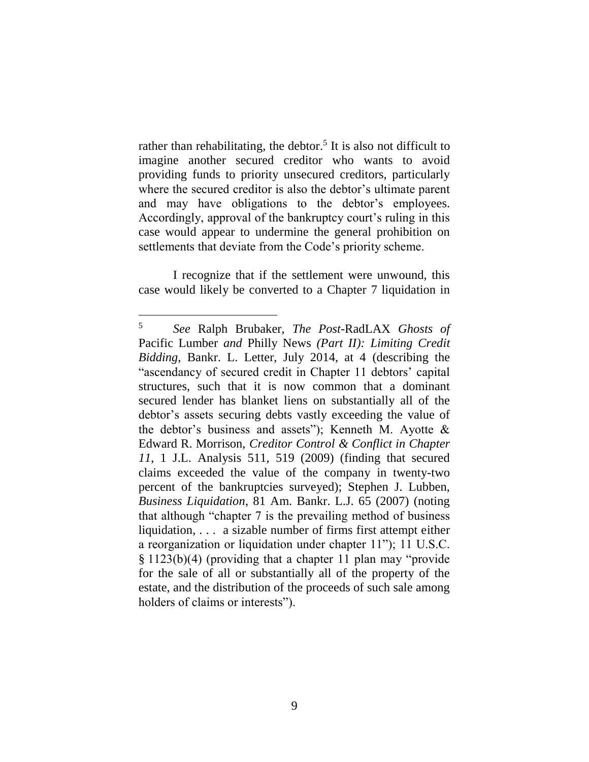rather than rehabilitating, the debtor.[5] It is also not difficult to imagine another secured creditor who wants to avoid providing funds to priority unsecured creditors, particularly where the secured creditor is also the debtor's ultimate parent and may have obligations to the debtor's employees. Accordingly, approval of the bankruptcy court's ruling in this case would appear to undermine the general prohibition on settlements that deviate from the Code's priority scheme.

I recognize that if the settlement were unwound, this case would likely be converted to a Chapter 7 liquidation in

---

[5] *See* Ralph Brubaker, *The Post-*RadLAX *Ghosts of* Pacific Lumber *and* Philly News *(Part II): Limiting Credit Bidding*, Bankr. L. Letter, July 2014, at 4 (describing the "ascendancy of secured credit in Chapter 11 debtors' capital structures, such that it is now common that a dominant secured lender has blanket liens on substantially all of the debtor's assets securing debts vastly exceeding the value of the debtor's business and assets"); Kenneth M. Ayotte & Edward R. Morrison, *Creditor Control & Conflict in Chapter 11*, 1 J.L. Analysis 511, 519 (2009) (finding that secured claims exceeded the value of the company in twenty-two percent of the bankruptcies surveyed); Stephen J. Lubben, *Business Liquidation*, 81 Am. Bankr. L.J. 65 (2007) (noting that although "chapter 7 is the prevailing method of business liquidation, . . . a sizable number of firms first attempt either a reorganization or liquidation under chapter 11"); 11 U.S.C. § 1123(b)(4) (providing that a chapter 11 plan may "provide for the sale of all or substantially all of the property of the estate, and the distribution of the proceeds of such sale among holders of claims or interests").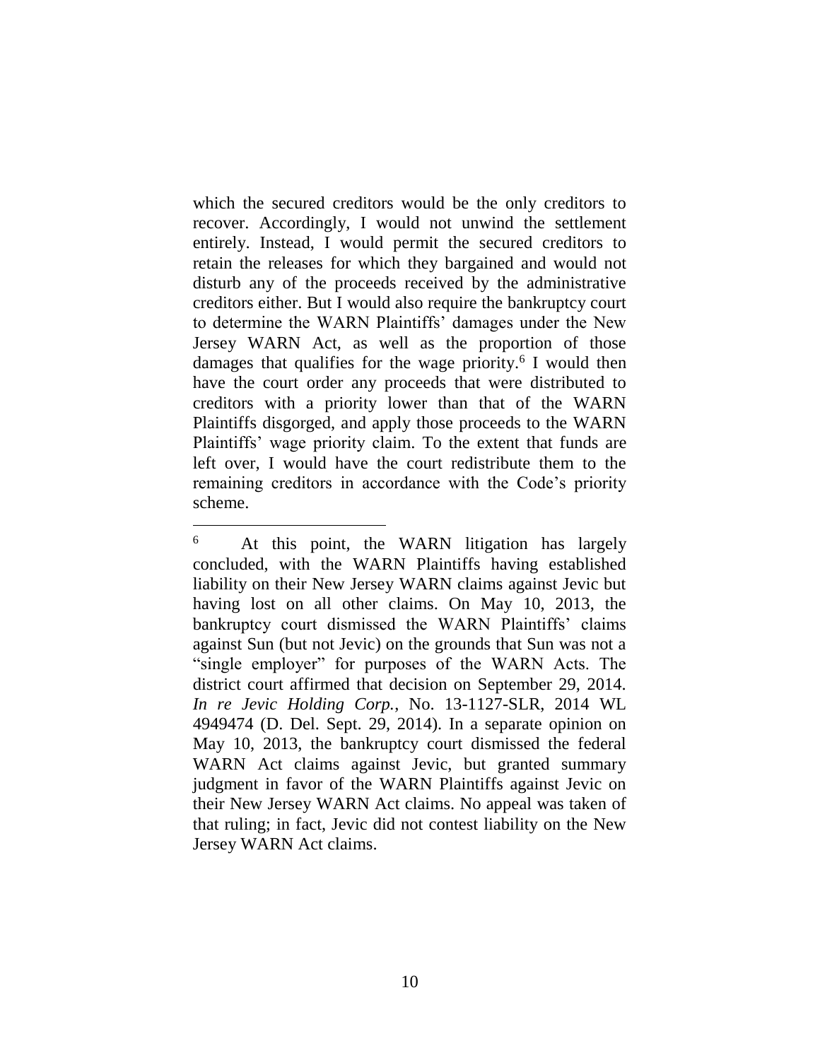which the secured creditors would be the only creditors to recover. Accordingly, I would not unwind the settlement entirely. Instead, I would permit the secured creditors to retain the releases for which they bargained and would not disturb any of the proceeds received by the administrative creditors either. But I would also require the bankruptcy court to determine the WARN Plaintiffs' damages under the New Jersey WARN Act, as well as the proportion of those damages that qualifies for the wage priority.[6] I would then have the court order any proceeds that were distributed to creditors with a priority lower than that of the WARN Plaintiffs disgorged, and apply those proceeds to the WARN Plaintiffs' wage priority claim. To the extent that funds are left over, I would have the court redistribute them to the remaining creditors in accordance with the Code's priority scheme.

---

[6] At this point, the WARN litigation has largely concluded, with the WARN Plaintiffs having established liability on their New Jersey WARN claims against Jevic but having lost on all other claims. On May 10, 2013, the bankruptcy court dismissed the WARN Plaintiffs' claims against Sun (but not Jevic) on the grounds that Sun was not a "single employer" for purposes of the WARN Acts. The district court affirmed that decision on September 29, 2014. *In re Jevic Holding Corp.*, No. 13-1127-SLR, 2014 WL 4949474 (D. Del. Sept. 29, 2014). In a separate opinion on May 10, 2013, the bankruptcy court dismissed the federal WARN Act claims against Jevic, but granted summary judgment in favor of the WARN Plaintiffs against Jevic on their New Jersey WARN Act claims. No appeal was taken of that ruling; in fact, Jevic did not contest liability on the New Jersey WARN Act claims.